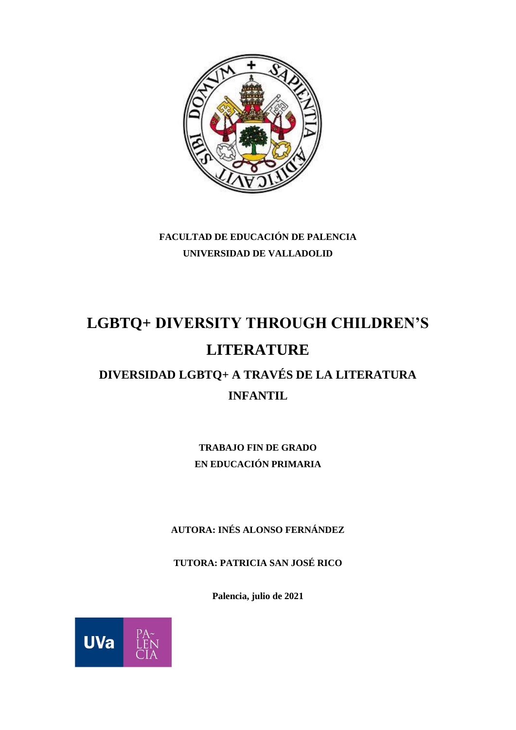**FACULTAD DE EDUCACIÓN DE PALENCIA**

**UNIVERSIDAD DE VALLADOLID**

# LGBTQ+ DIVERSITY THROUGH CHILDREN'S LITERATURE

## DIVERSIDAD LGBTQ+ A TRAVÉS DE LA LITERATURA INFANTIL

**TRABAJO FIN DE GRADO**

**EN EDUCACIÓN PRIMARIA**

**AUTORA: INÉS ALONSO FERNÁNDEZ**

**TUTORA: PATRICIA SAN JOSÉ RICO**

**Palencia, julio de 2021**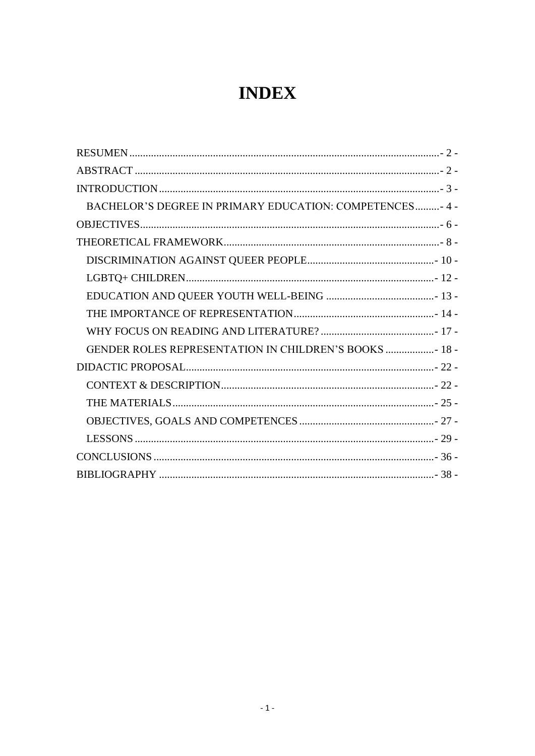# INDEX

RESUMEN ....................................................................................................................- 2 -
ABSTRACT ..................................................................................................................- 2 -
INTRODUCTION .........................................................................................................- 3 -
- BACHELOR'S DEGREE IN PRIMARY EDUCATION: COMPETENCES .........- 4 -

OBJECTIVES ................................................................................................................- 6 -
THEORETICAL FRAMEWORK .................................................................................- 8 -
- DISCRIMINATION AGAINST QUEER PEOPLE ...............................................- 10 -
- LGBTQ+ CHILDREN .............................................................................................- 12 -
- EDUCATION AND QUEER YOUTH WELL-BEING ........................................- 13 -
- THE IMPORTANCE OF REPRESENTATION .....................................................- 14 -
- WHY FOCUS ON READING AND LITERATURE? ...........................................- 17 -
- GENDER ROLES REPRESENTATION IN CHILDREN'S BOOKS ..................- 18 -

DIDACTIC PROPOSAL .............................................................................................- 22 -
- CONTEXT & DESCRIPTION ................................................................................- 22 -
- THE MATERIALS ..................................................................................................- 25 -
- OBJECTIVES, GOALS AND COMPETENCES ...................................................- 27 -
- LESSONS ...............................................................................................................- 29 -

CONCLUSIONS .........................................................................................................- 36 -
BIBLIOGRAPHY .......................................................................................................- 38 -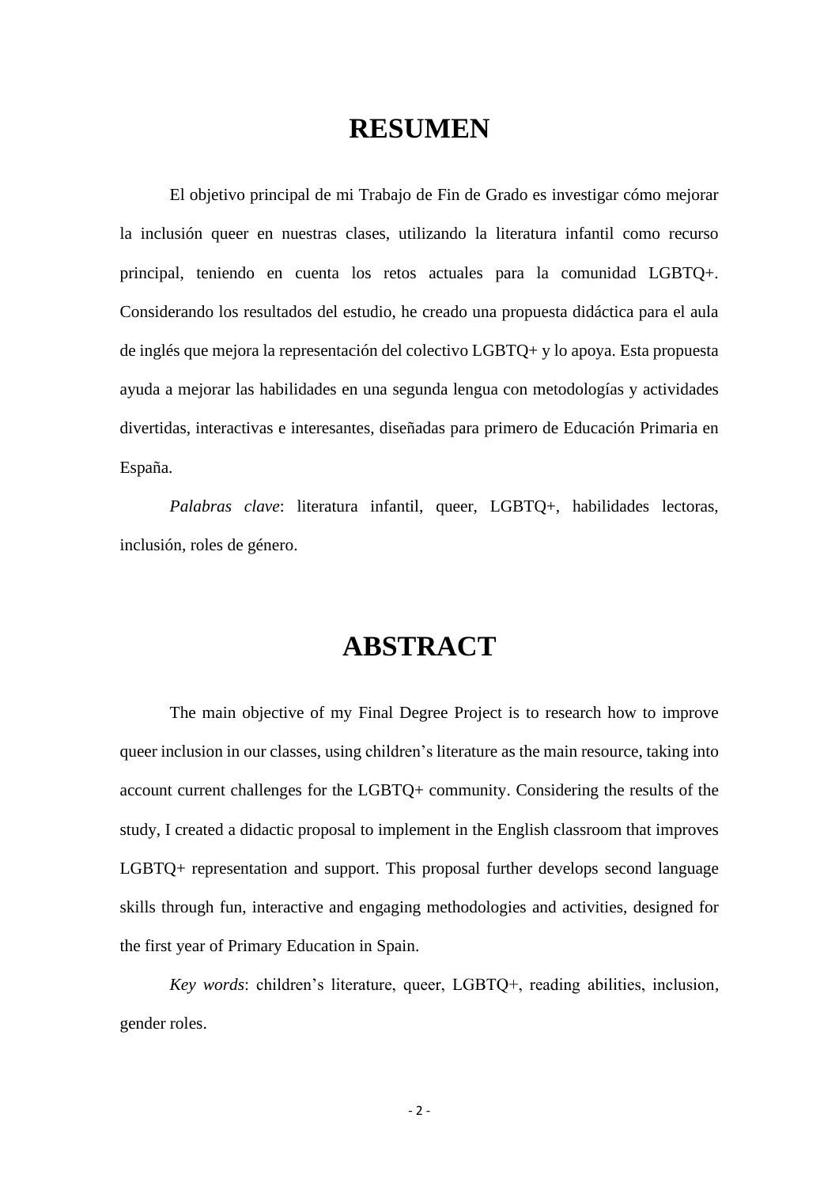# RESUMEN

El objetivo principal de mi Trabajo de Fin de Grado es investigar cómo mejorar la inclusión queer en nuestras clases, utilizando la literatura infantil como recurso principal, teniendo en cuenta los retos actuales para la comunidad LGBTQ+. Considerando los resultados del estudio, he creado una propuesta didáctica para el aula de inglés que mejora la representación del colectivo LGBTQ+ y lo apoya. Esta propuesta ayuda a mejorar las habilidades en una segunda lengua con metodologías y actividades divertidas, interactivas e interesantes, diseñadas para primero de Educación Primaria en España.

*Palabras clave*: literatura infantil, queer, LGBTQ+, habilidades lectoras, inclusión, roles de género.

# ABSTRACT

The main objective of my Final Degree Project is to research how to improve queer inclusion in our classes, using children's literature as the main resource, taking into account current challenges for the LGBTQ+ community. Considering the results of the study, I created a didactic proposal to implement in the English classroom that improves LGBTQ+ representation and support. This proposal further develops second language skills through fun, interactive and engaging methodologies and activities, designed for the first year of Primary Education in Spain.

*Key words*: children's literature, queer, LGBTQ+, reading abilities, inclusion, gender roles.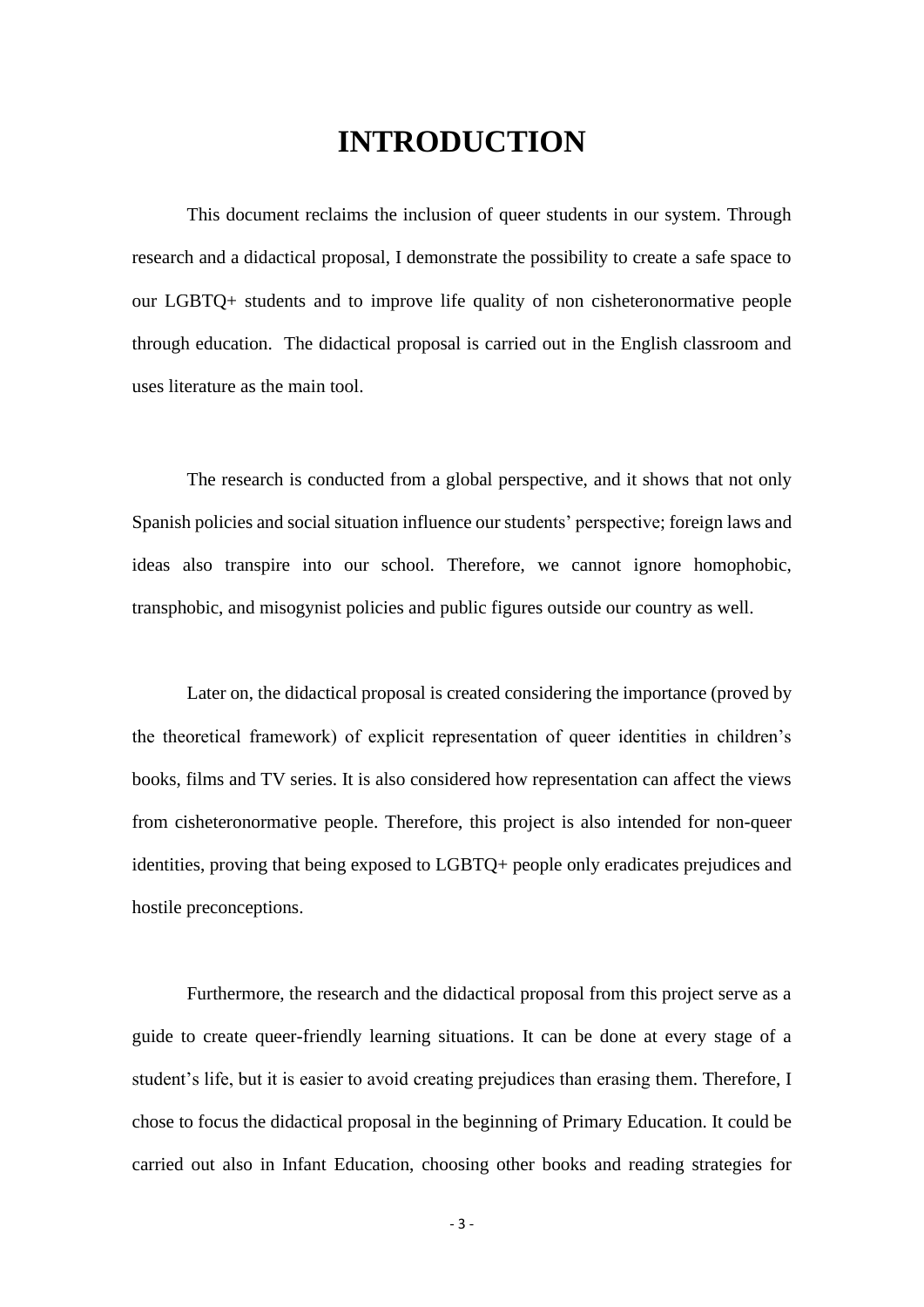# INTRODUCTION

This document reclaims the inclusion of queer students in our system. Through research and a didactical proposal, I demonstrate the possibility to create a safe space to our LGBTQ+ students and to improve life quality of non cisheteronormative people through education. The didactical proposal is carried out in the English classroom and uses literature as the main tool.

The research is conducted from a global perspective, and it shows that not only Spanish policies and social situation influence our students' perspective; foreign laws and ideas also transpire into our school. Therefore, we cannot ignore homophobic, transphobic, and misogynist policies and public figures outside our country as well.

Later on, the didactical proposal is created considering the importance (proved by the theoretical framework) of explicit representation of queer identities in children's books, films and TV series. It is also considered how representation can affect the views from cisheteronormative people. Therefore, this project is also intended for non-queer identities, proving that being exposed to LGBTQ+ people only eradicates prejudices and hostile preconceptions.

Furthermore, the research and the didactical proposal from this project serve as a guide to create queer-friendly learning situations. It can be done at every stage of a student's life, but it is easier to avoid creating prejudices than erasing them. Therefore, I chose to focus the didactical proposal in the beginning of Primary Education. It could be carried out also in Infant Education, choosing other books and reading strategies for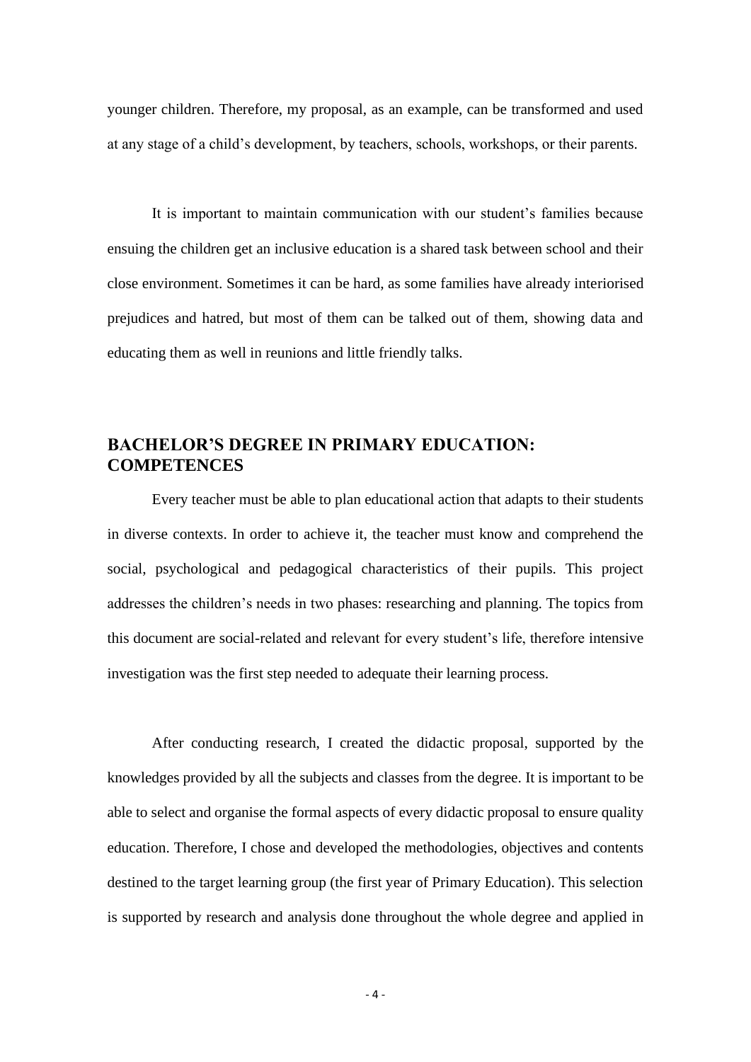younger children. Therefore, my proposal, as an example, can be transformed and used at any stage of a child's development, by teachers, schools, workshops, or their parents.

It is important to maintain communication with our student's families because ensuing the children get an inclusive education is a shared task between school and their close environment. Sometimes it can be hard, as some families have already interiorised prejudices and hatred, but most of them can be talked out of them, showing data and educating them as well in reunions and little friendly talks.

## BACHELOR'S DEGREE IN PRIMARY EDUCATION: COMPETENCES

Every teacher must be able to plan educational action that adapts to their students in diverse contexts. In order to achieve it, the teacher must know and comprehend the social, psychological and pedagogical characteristics of their pupils. This project addresses the children's needs in two phases: researching and planning. The topics from this document are social-related and relevant for every student's life, therefore intensive investigation was the first step needed to adequate their learning process.

After conducting research, I created the didactic proposal, supported by the knowledges provided by all the subjects and classes from the degree. It is important to be able to select and organise the formal aspects of every didactic proposal to ensure quality education. Therefore, I chose and developed the methodologies, objectives and contents destined to the target learning group (the first year of Primary Education). This selection is supported by research and analysis done throughout the whole degree and applied in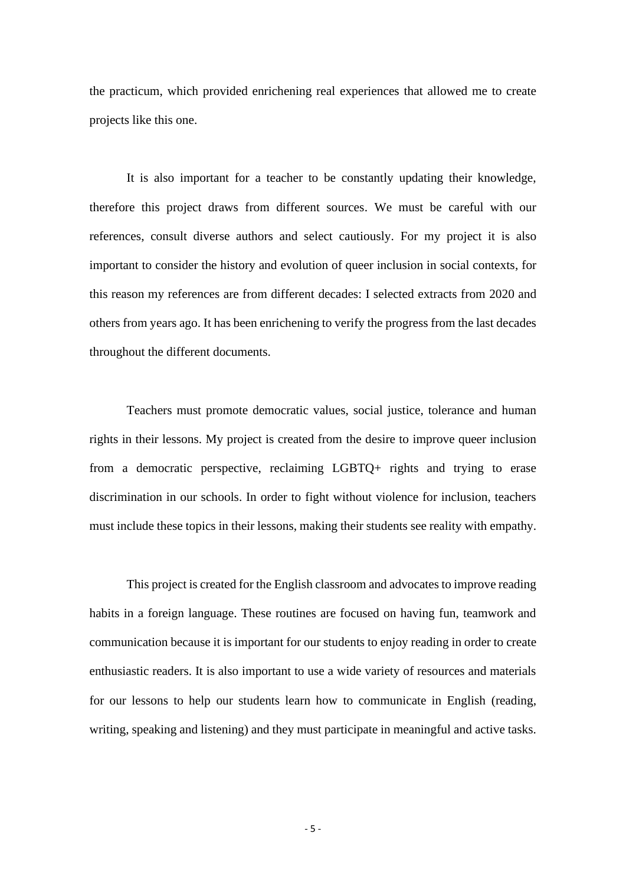the practicum, which provided enrichening real experiences that allowed me to create projects like this one.

It is also important for a teacher to be constantly updating their knowledge, therefore this project draws from different sources. We must be careful with our references, consult diverse authors and select cautiously. For my project it is also important to consider the history and evolution of queer inclusion in social contexts, for this reason my references are from different decades: I selected extracts from 2020 and others from years ago. It has been enrichening to verify the progress from the last decades throughout the different documents.

Teachers must promote democratic values, social justice, tolerance and human rights in their lessons. My project is created from the desire to improve queer inclusion from a democratic perspective, reclaiming LGBTQ+ rights and trying to erase discrimination in our schools. In order to fight without violence for inclusion, teachers must include these topics in their lessons, making their students see reality with empathy.

This project is created for the English classroom and advocates to improve reading habits in a foreign language. These routines are focused on having fun, teamwork and communication because it is important for our students to enjoy reading in order to create enthusiastic readers. It is also important to use a wide variety of resources and materials for our lessons to help our students learn how to communicate in English (reading, writing, speaking and listening) and they must participate in meaningful and active tasks.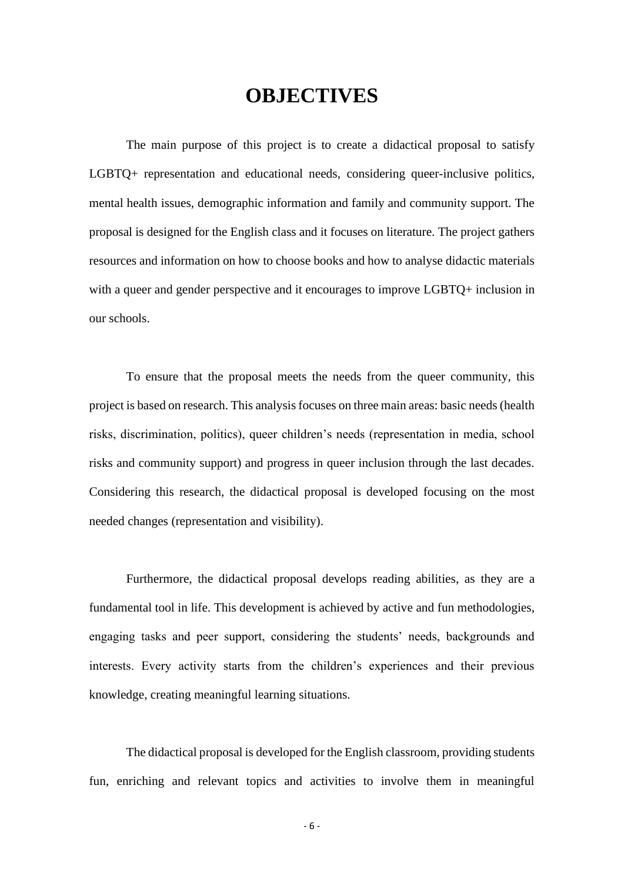# OBJECTIVES

The main purpose of this project is to create a didactical proposal to satisfy LGBTQ+ representation and educational needs, considering queer-inclusive politics, mental health issues, demographic information and family and community support. The proposal is designed for the English class and it focuses on literature. The project gathers resources and information on how to choose books and how to analyse didactic materials with a queer and gender perspective and it encourages to improve LGBTQ+ inclusion in our schools.

To ensure that the proposal meets the needs from the queer community, this project is based on research. This analysis focuses on three main areas: basic needs (health risks, discrimination, politics), queer children's needs (representation in media, school risks and community support) and progress in queer inclusion through the last decades. Considering this research, the didactical proposal is developed focusing on the most needed changes (representation and visibility).

Furthermore, the didactical proposal develops reading abilities, as they are a fundamental tool in life. This development is achieved by active and fun methodologies, engaging tasks and peer support, considering the students' needs, backgrounds and interests. Every activity starts from the children's experiences and their previous knowledge, creating meaningful learning situations.

The didactical proposal is developed for the English classroom, providing students fun, enriching and relevant topics and activities to involve them in meaningful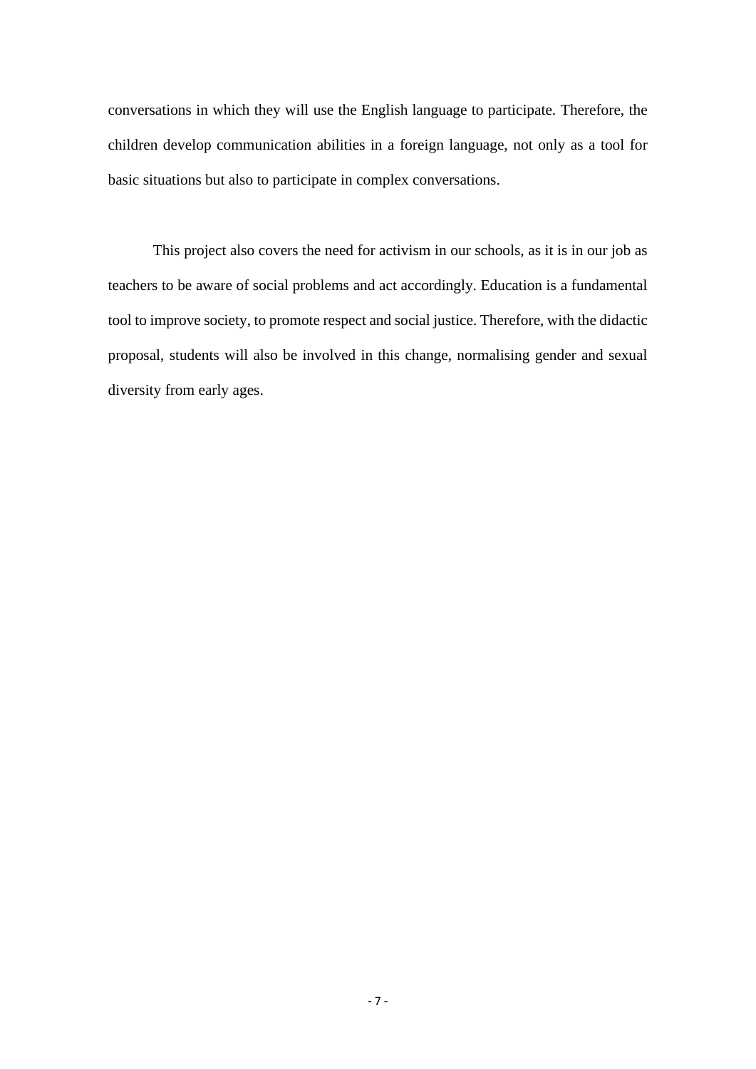conversations in which they will use the English language to participate. Therefore, the children develop communication abilities in a foreign language, not only as a tool for basic situations but also to participate in complex conversations.

This project also covers the need for activism in our schools, as it is in our job as teachers to be aware of social problems and act accordingly. Education is a fundamental tool to improve society, to promote respect and social justice. Therefore, with the didactic proposal, students will also be involved in this change, normalising gender and sexual diversity from early ages.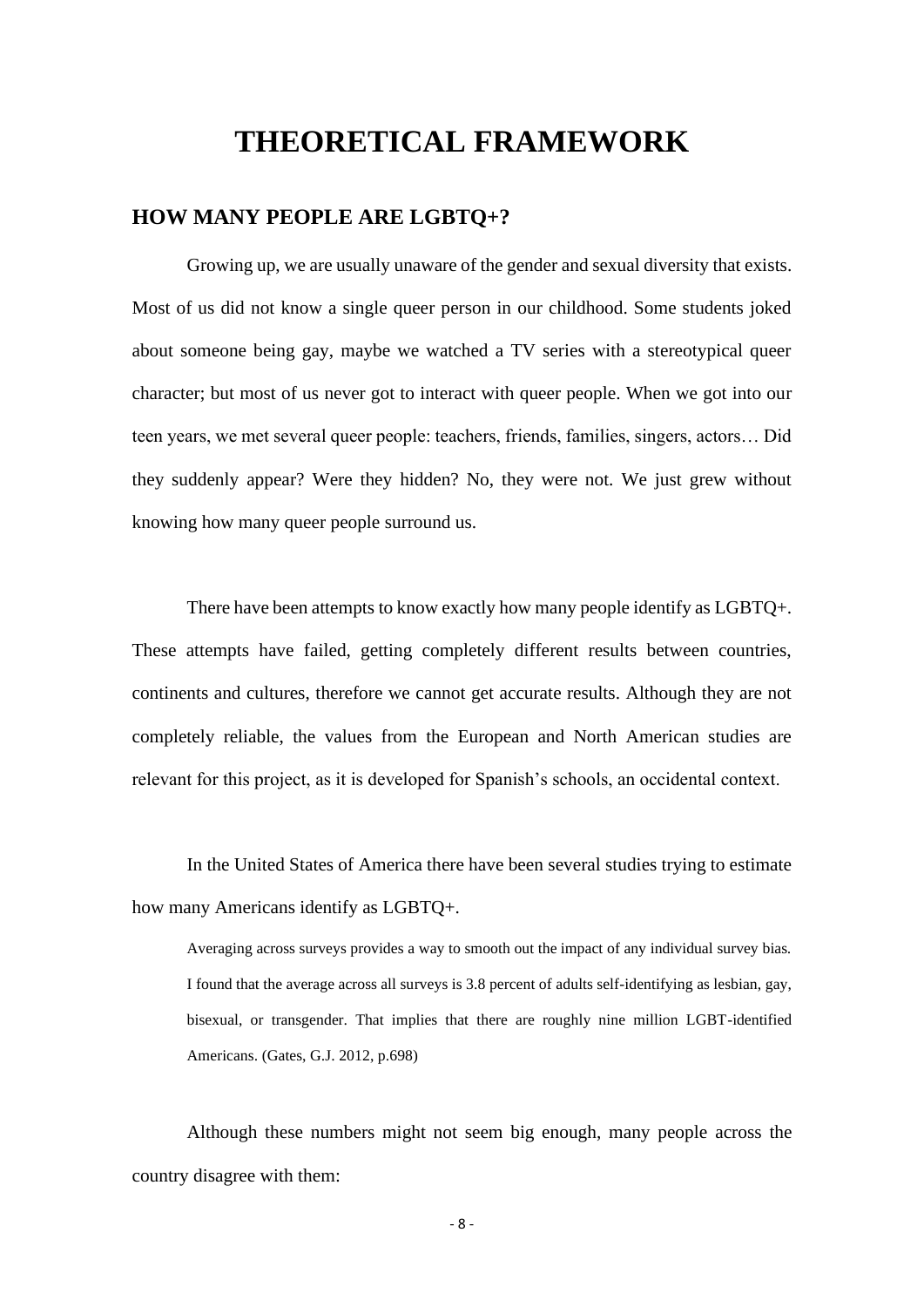# THEORETICAL FRAMEWORK

## HOW MANY PEOPLE ARE LGBTQ+?

Growing up, we are usually unaware of the gender and sexual diversity that exists. Most of us did not know a single queer person in our childhood. Some students joked about someone being gay, maybe we watched a TV series with a stereotypical queer character; but most of us never got to interact with queer people. When we got into our teen years, we met several queer people: teachers, friends, families, singers, actors… Did they suddenly appear? Were they hidden? No, they were not. We just grew without knowing how many queer people surround us.

There have been attempts to know exactly how many people identify as LGBTQ+. These attempts have failed, getting completely different results between countries, continents and cultures, therefore we cannot get accurate results. Although they are not completely reliable, the values from the European and North American studies are relevant for this project, as it is developed for Spanish's schools, an occidental context.

In the United States of America there have been several studies trying to estimate how many Americans identify as LGBTQ+.

> Averaging across surveys provides a way to smooth out the impact of any individual survey bias. I found that the average across all surveys is 3.8 percent of adults self-identifying as lesbian, gay, bisexual, or transgender. That implies that there are roughly nine million LGBT-identified Americans. (Gates, G.J. 2012, p.698)

Although these numbers might not seem big enough, many people across the country disagree with them: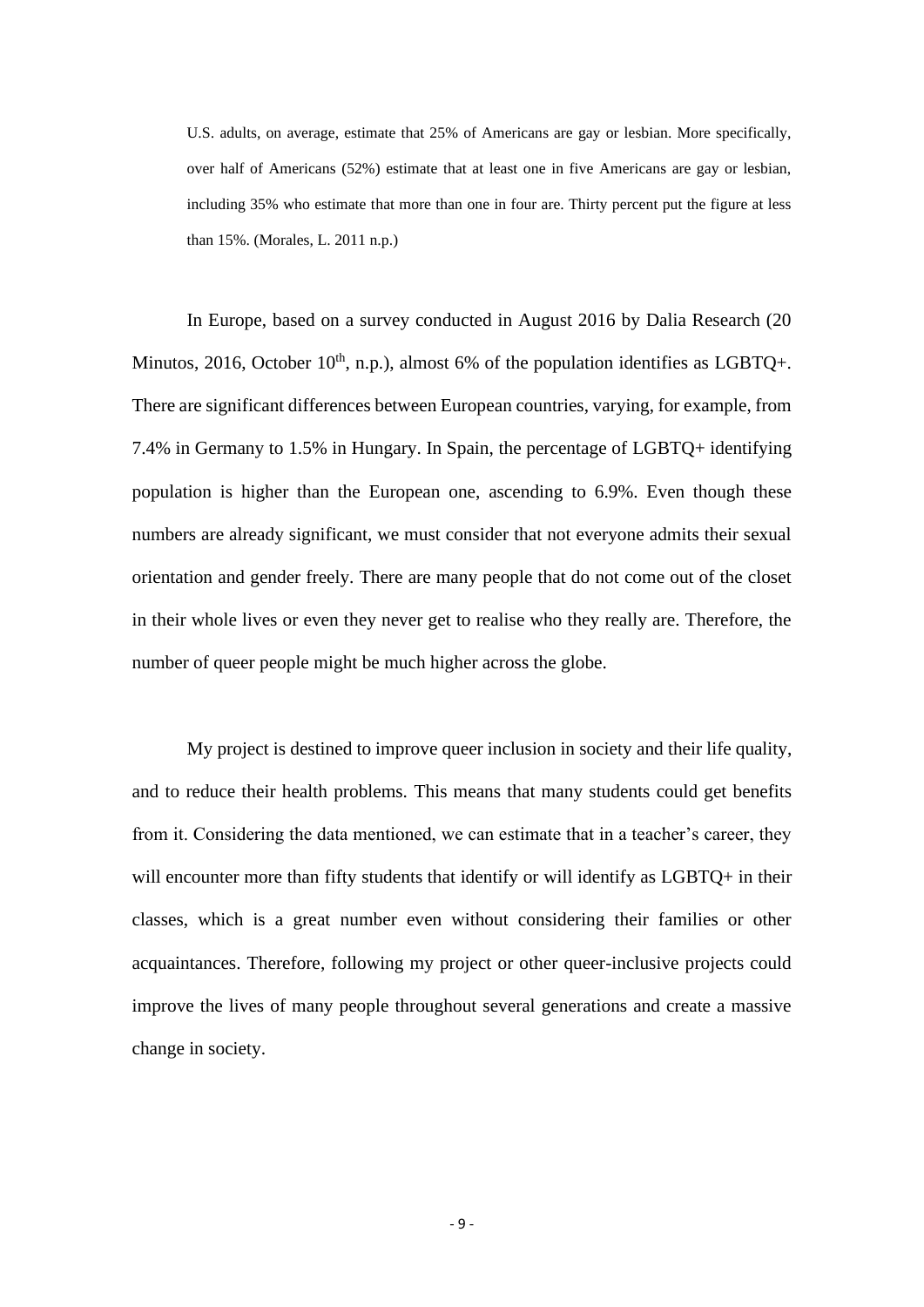> U.S. adults, on average, estimate that 25% of Americans are gay or lesbian. More specifically, over half of Americans (52%) estimate that at least one in five Americans are gay or lesbian, including 35% who estimate that more than one in four are. Thirty percent put the figure at less than 15%. (Morales, L. 2011 n.p.)

In Europe, based on a survey conducted in August 2016 by Dalia Research (20 Minutos, 2016, October 10th, n.p.), almost 6% of the population identifies as LGBTQ+. There are significant differences between European countries, varying, for example, from 7.4% in Germany to 1.5% in Hungary. In Spain, the percentage of LGBTQ+ identifying population is higher than the European one, ascending to 6.9%. Even though these numbers are already significant, we must consider that not everyone admits their sexual orientation and gender freely. There are many people that do not come out of the closet in their whole lives or even they never get to realise who they really are. Therefore, the number of queer people might be much higher across the globe.

My project is destined to improve queer inclusion in society and their life quality, and to reduce their health problems. This means that many students could get benefits from it. Considering the data mentioned, we can estimate that in a teacher's career, they will encounter more than fifty students that identify or will identify as LGBTQ+ in their classes, which is a great number even without considering their families or other acquaintances. Therefore, following my project or other queer-inclusive projects could improve the lives of many people throughout several generations and create a massive change in society.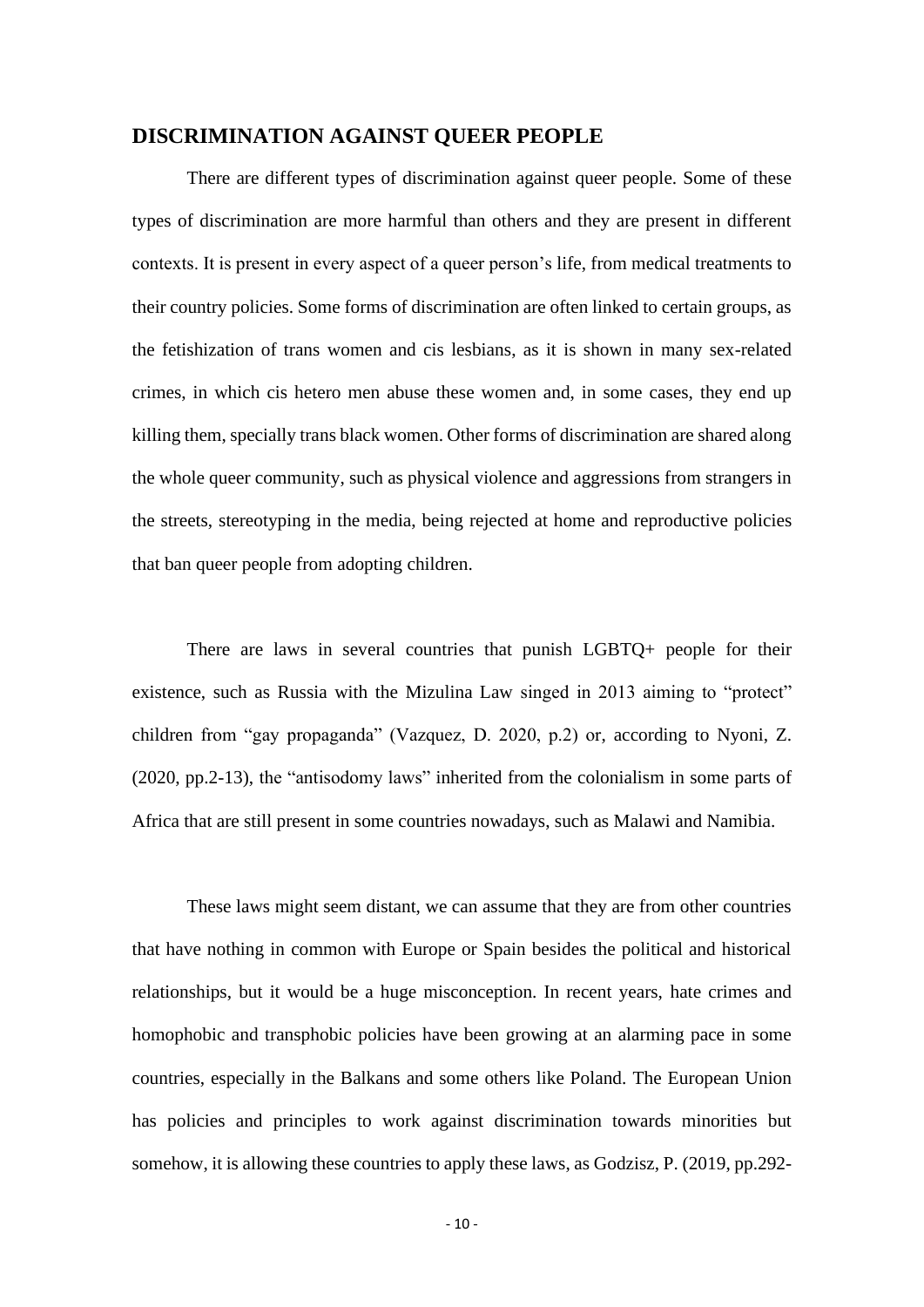## DISCRIMINATION AGAINST QUEER PEOPLE

There are different types of discrimination against queer people. Some of these types of discrimination are more harmful than others and they are present in different contexts. It is present in every aspect of a queer person's life, from medical treatments to their country policies. Some forms of discrimination are often linked to certain groups, as the fetishization of trans women and cis lesbians, as it is shown in many sex-related crimes, in which cis hetero men abuse these women and, in some cases, they end up killing them, specially trans black women. Other forms of discrimination are shared along the whole queer community, such as physical violence and aggressions from strangers in the streets, stereotyping in the media, being rejected at home and reproductive policies that ban queer people from adopting children.

There are laws in several countries that punish LGBTQ+ people for their existence, such as Russia with the Mizulina Law singed in 2013 aiming to "protect" children from "gay propaganda" (Vazquez, D. 2020, p.2) or, according to Nyoni, Z. (2020, pp.2-13), the "antisodomy laws" inherited from the colonialism in some parts of Africa that are still present in some countries nowadays, such as Malawi and Namibia.

These laws might seem distant, we can assume that they are from other countries that have nothing in common with Europe or Spain besides the political and historical relationships, but it would be a huge misconception. In recent years, hate crimes and homophobic and transphobic policies have been growing at an alarming pace in some countries, especially in the Balkans and some others like Poland. The European Union has policies and principles to work against discrimination towards minorities but somehow, it is allowing these countries to apply these laws, as Godzisz, P. (2019, pp.292-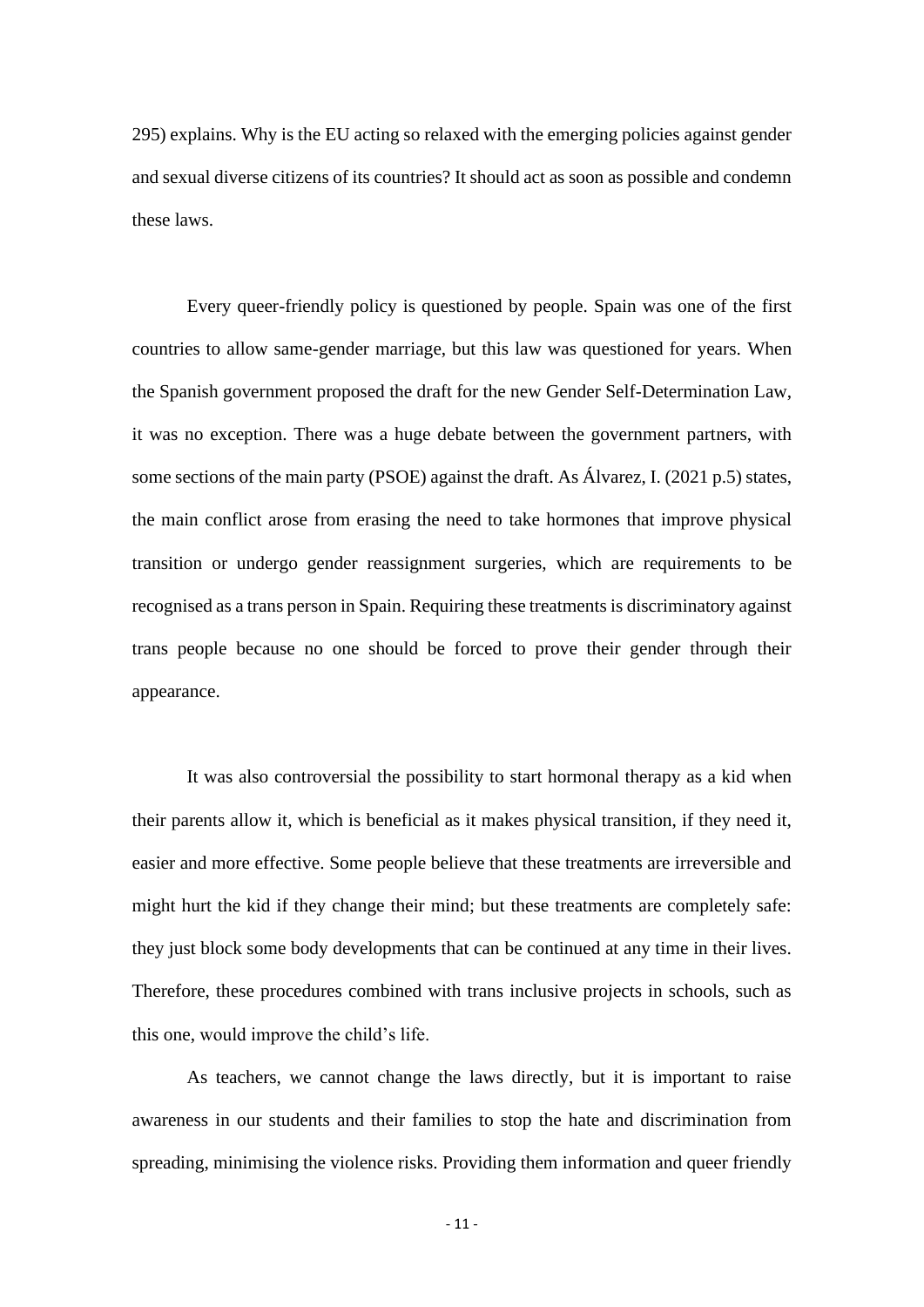295) explains. Why is the EU acting so relaxed with the emerging policies against gender and sexual diverse citizens of its countries? It should act as soon as possible and condemn these laws.

Every queer-friendly policy is questioned by people. Spain was one of the first countries to allow same-gender marriage, but this law was questioned for years. When the Spanish government proposed the draft for the new Gender Self-Determination Law, it was no exception. There was a huge debate between the government partners, with some sections of the main party (PSOE) against the draft. As Álvarez, I. (2021 p.5) states, the main conflict arose from erasing the need to take hormones that improve physical transition or undergo gender reassignment surgeries, which are requirements to be recognised as a trans person in Spain. Requiring these treatments is discriminatory against trans people because no one should be forced to prove their gender through their appearance.

It was also controversial the possibility to start hormonal therapy as a kid when their parents allow it, which is beneficial as it makes physical transition, if they need it, easier and more effective. Some people believe that these treatments are irreversible and might hurt the kid if they change their mind; but these treatments are completely safe: they just block some body developments that can be continued at any time in their lives. Therefore, these procedures combined with trans inclusive projects in schools, such as this one, would improve the child's life.

As teachers, we cannot change the laws directly, but it is important to raise awareness in our students and their families to stop the hate and discrimination from spreading, minimising the violence risks. Providing them information and queer friendly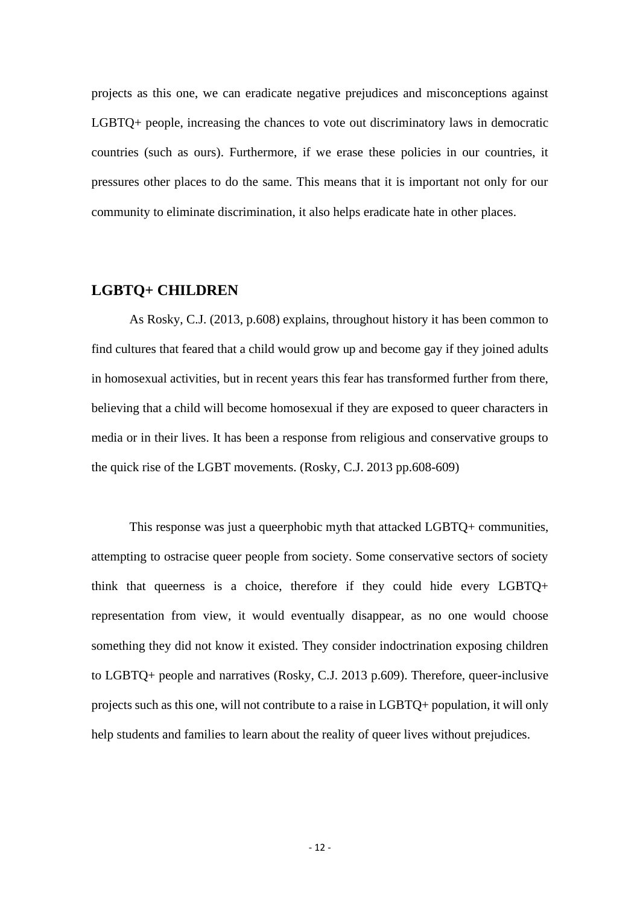projects as this one, we can eradicate negative prejudices and misconceptions against LGBTQ+ people, increasing the chances to vote out discriminatory laws in democratic countries (such as ours). Furthermore, if we erase these policies in our countries, it pressures other places to do the same. This means that it is important not only for our community to eliminate discrimination, it also helps eradicate hate in other places.

## LGBTQ+ CHILDREN

As Rosky, C.J. (2013, p.608) explains, throughout history it has been common to find cultures that feared that a child would grow up and become gay if they joined adults in homosexual activities, but in recent years this fear has transformed further from there, believing that a child will become homosexual if they are exposed to queer characters in media or in their lives. It has been a response from religious and conservative groups to the quick rise of the LGBT movements. (Rosky, C.J. 2013 pp.608-609)

This response was just a queerphobic myth that attacked LGBTQ+ communities, attempting to ostracise queer people from society. Some conservative sectors of society think that queerness is a choice, therefore if they could hide every LGBTQ+ representation from view, it would eventually disappear, as no one would choose something they did not know it existed. They consider indoctrination exposing children to LGBTQ+ people and narratives (Rosky, C.J. 2013 p.609). Therefore, queer-inclusive projects such as this one, will not contribute to a raise in LGBTQ+ population, it will only help students and families to learn about the reality of queer lives without prejudices.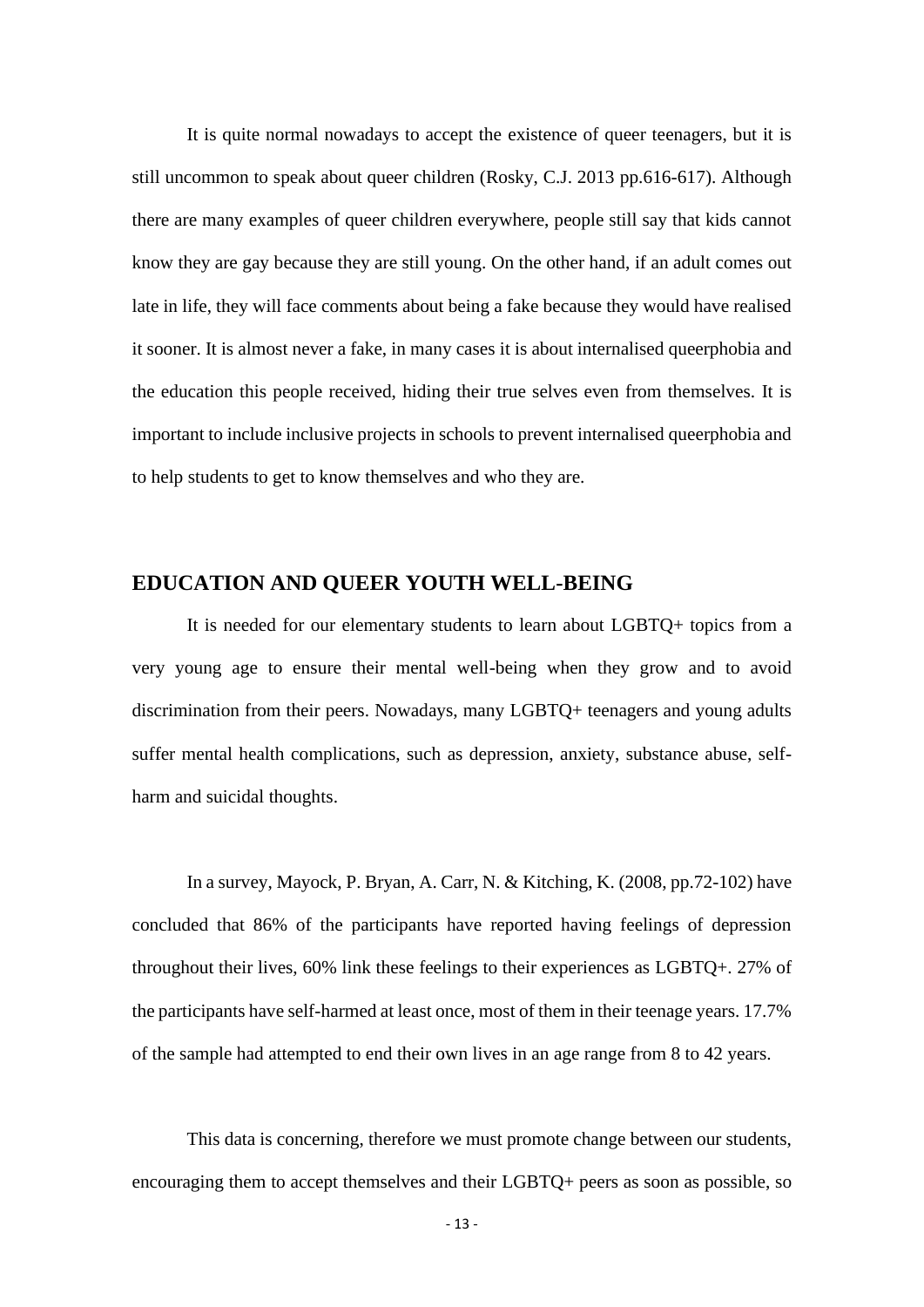It is quite normal nowadays to accept the existence of queer teenagers, but it is still uncommon to speak about queer children (Rosky, C.J. 2013 pp.616-617). Although there are many examples of queer children everywhere, people still say that kids cannot know they are gay because they are still young. On the other hand, if an adult comes out late in life, they will face comments about being a fake because they would have realised it sooner. It is almost never a fake, in many cases it is about internalised queerphobia and the education this people received, hiding their true selves even from themselves. It is important to include inclusive projects in schools to prevent internalised queerphobia and to help students to get to know themselves and who they are.

## EDUCATION AND QUEER YOUTH WELL-BEING

It is needed for our elementary students to learn about LGBTQ+ topics from a very young age to ensure their mental well-being when they grow and to avoid discrimination from their peers. Nowadays, many LGBTQ+ teenagers and young adults suffer mental health complications, such as depression, anxiety, substance abuse, self-harm and suicidal thoughts.

In a survey, Mayock, P. Bryan, A. Carr, N. & Kitching, K. (2008, pp.72-102) have concluded that 86% of the participants have reported having feelings of depression throughout their lives, 60% link these feelings to their experiences as LGBTQ+. 27% of the participants have self-harmed at least once, most of them in their teenage years. 17.7% of the sample had attempted to end their own lives in an age range from 8 to 42 years.

This data is concerning, therefore we must promote change between our students, encouraging them to accept themselves and their LGBTQ+ peers as soon as possible, so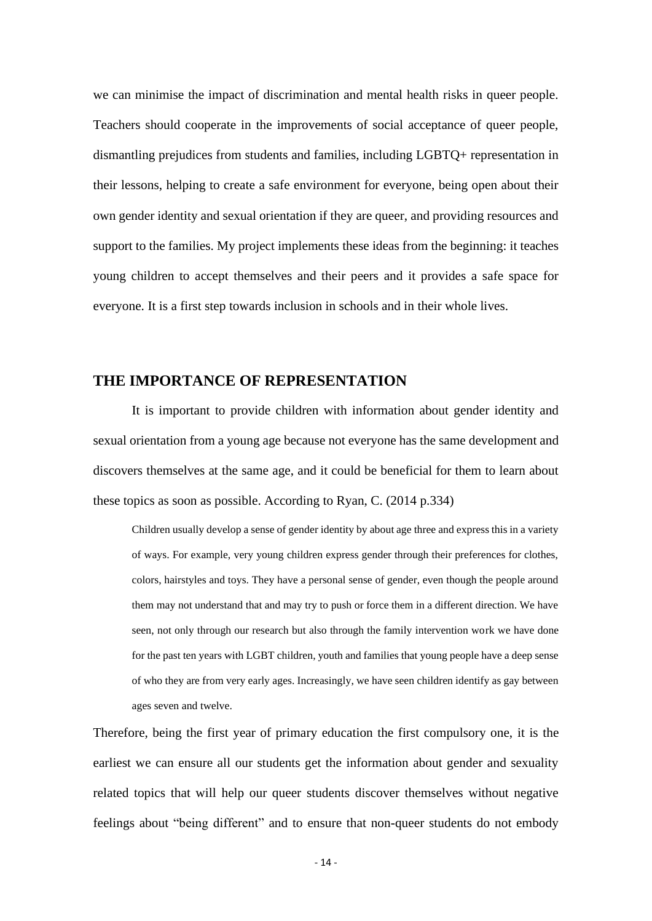we can minimise the impact of discrimination and mental health risks in queer people. Teachers should cooperate in the improvements of social acceptance of queer people, dismantling prejudices from students and families, including LGBTQ+ representation in their lessons, helping to create a safe environment for everyone, being open about their own gender identity and sexual orientation if they are queer, and providing resources and support to the families. My project implements these ideas from the beginning: it teaches young children to accept themselves and their peers and it provides a safe space for everyone. It is a first step towards inclusion in schools and in their whole lives.

## THE IMPORTANCE OF REPRESENTATION

It is important to provide children with information about gender identity and sexual orientation from a young age because not everyone has the same development and discovers themselves at the same age, and it could be beneficial for them to learn about these topics as soon as possible. According to Ryan, C. (2014 p.334)

> Children usually develop a sense of gender identity by about age three and express this in a variety of ways. For example, very young children express gender through their preferences for clothes, colors, hairstyles and toys. They have a personal sense of gender, even though the people around them may not understand that and may try to push or force them in a different direction. We have seen, not only through our research but also through the family intervention work we have done for the past ten years with LGBT children, youth and families that young people have a deep sense of who they are from very early ages. Increasingly, we have seen children identify as gay between ages seven and twelve.

Therefore, being the first year of primary education the first compulsory one, it is the earliest we can ensure all our students get the information about gender and sexuality related topics that will help our queer students discover themselves without negative feelings about "being different" and to ensure that non-queer students do not embody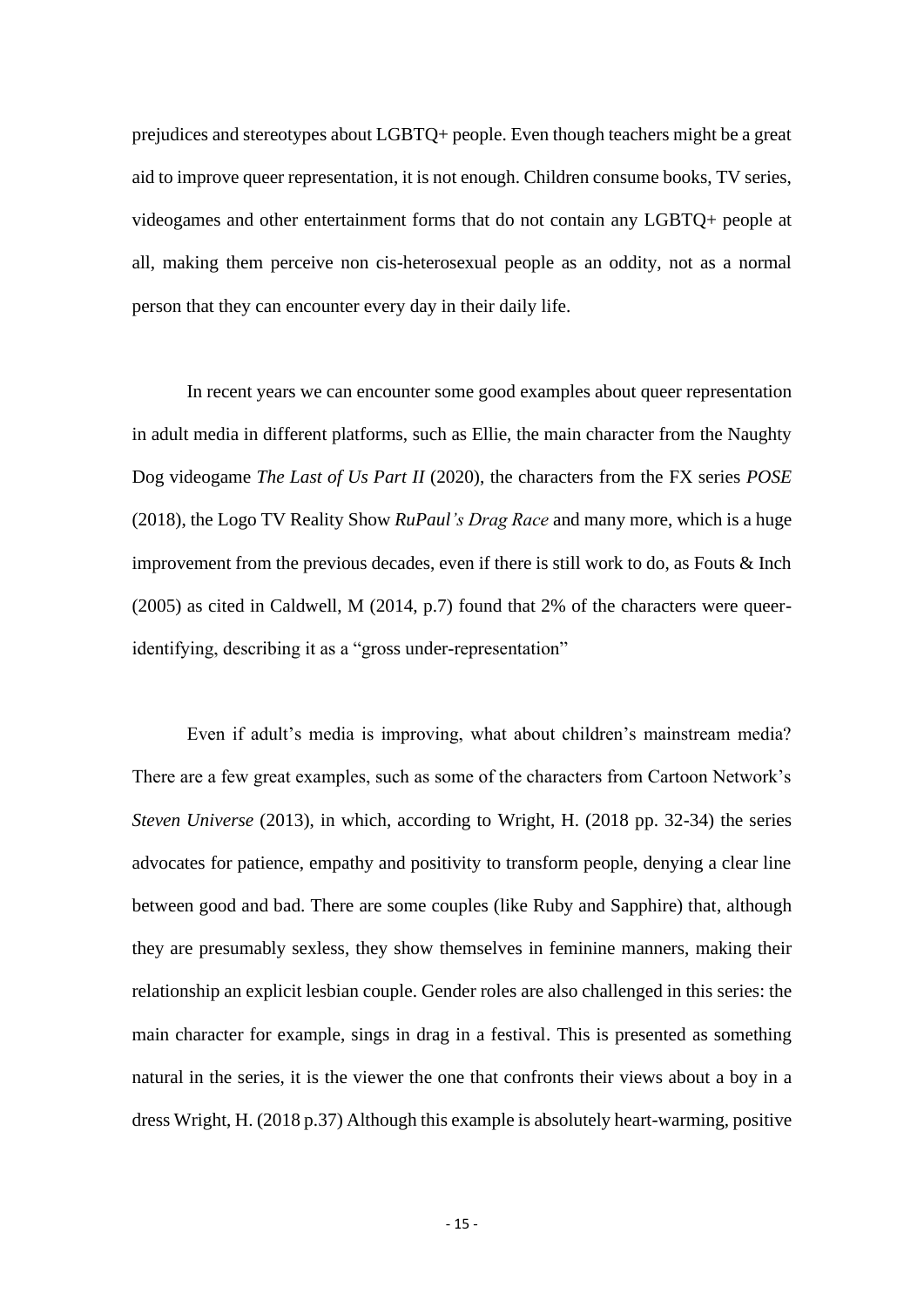prejudices and stereotypes about LGBTQ+ people. Even though teachers might be a great aid to improve queer representation, it is not enough. Children consume books, TV series, videogames and other entertainment forms that do not contain any LGBTQ+ people at all, making them perceive non cis-heterosexual people as an oddity, not as a normal person that they can encounter every day in their daily life.

In recent years we can encounter some good examples about queer representation in adult media in different platforms, such as Ellie, the main character from the Naughty Dog videogame *The Last of Us Part II* (2020), the characters from the FX series *POSE* (2018), the Logo TV Reality Show *RuPaul's Drag Race* and many more, which is a huge improvement from the previous decades, even if there is still work to do, as Fouts & Inch (2005) as cited in Caldwell, M (2014, p.7) found that 2% of the characters were queer-identifying, describing it as a "gross under-representation"

Even if adult's media is improving, what about children's mainstream media? There are a few great examples, such as some of the characters from Cartoon Network's *Steven Universe* (2013), in which, according to Wright, H. (2018 pp. 32-34) the series advocates for patience, empathy and positivity to transform people, denying a clear line between good and bad. There are some couples (like Ruby and Sapphire) that, although they are presumably sexless, they show themselves in feminine manners, making their relationship an explicit lesbian couple. Gender roles are also challenged in this series: the main character for example, sings in drag in a festival. This is presented as something natural in the series, it is the viewer the one that confronts their views about a boy in a dress Wright, H. (2018 p.37) Although this example is absolutely heart-warming, positive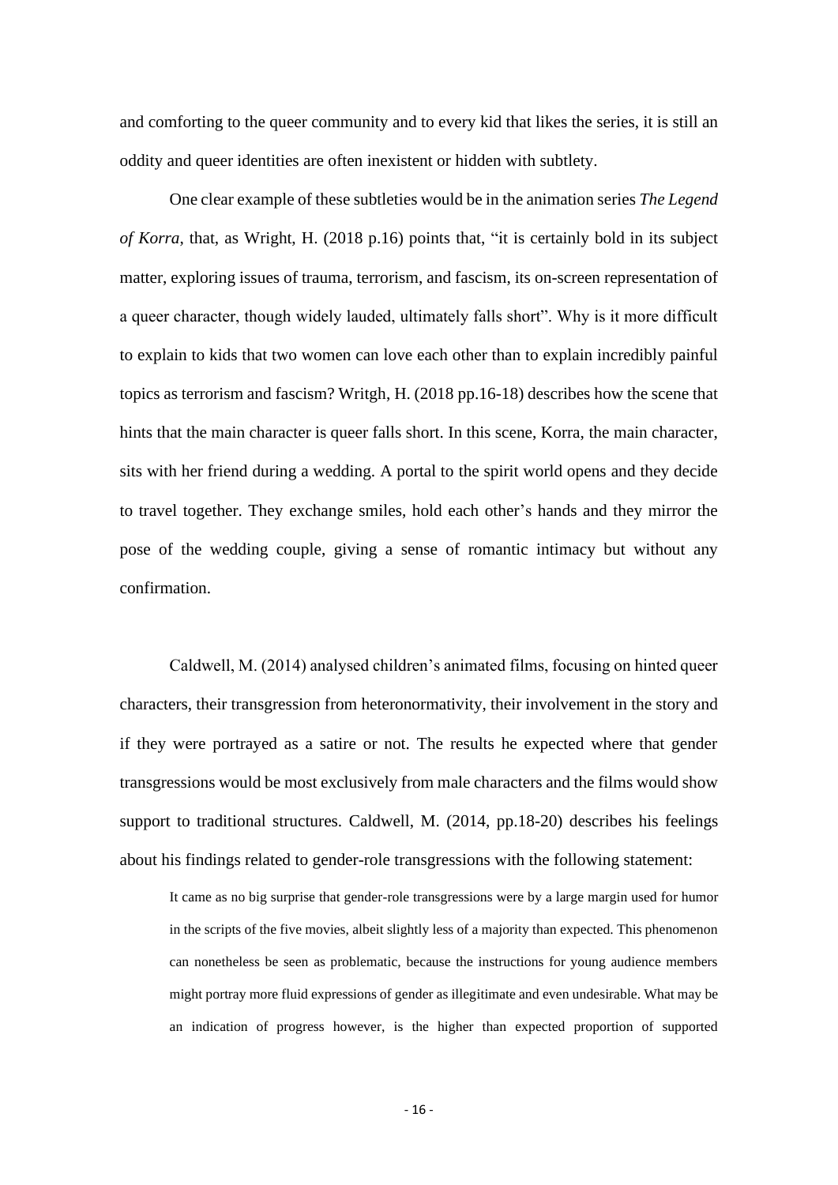and comforting to the queer community and to every kid that likes the series, it is still an oddity and queer identities are often inexistent or hidden with subtlety.

One clear example of these subtleties would be in the animation series *The Legend of Korra*, that, as Wright, H. (2018 p.16) points that, “it is certainly bold in its subject matter, exploring issues of trauma, terrorism, and fascism, its on-screen representation of a queer character, though widely lauded, ultimately falls short”. Why is it more difficult to explain to kids that two women can love each other than to explain incredibly painful topics as terrorism and fascism? Writgh, H. (2018 pp.16-18) describes how the scene that hints that the main character is queer falls short. In this scene, Korra, the main character, sits with her friend during a wedding. A portal to the spirit world opens and they decide to travel together. They exchange smiles, hold each other’s hands and they mirror the pose of the wedding couple, giving a sense of romantic intimacy but without any confirmation.

Caldwell, M. (2014) analysed children’s animated films, focusing on hinted queer characters, their transgression from heteronormativity, their involvement in the story and if they were portrayed as a satire or not. The results he expected where that gender transgressions would be most exclusively from male characters and the films would show support to traditional structures. Caldwell, M. (2014, pp.18-20) describes his feelings about his findings related to gender-role transgressions with the following statement:

> It came as no big surprise that gender-role transgressions were by a large margin used for humor in the scripts of the five movies, albeit slightly less of a majority than expected. This phenomenon can nonetheless be seen as problematic, because the instructions for young audience members might portray more fluid expressions of gender as illegitimate and even undesirable. What may be an indication of progress however, is the higher than expected proportion of supported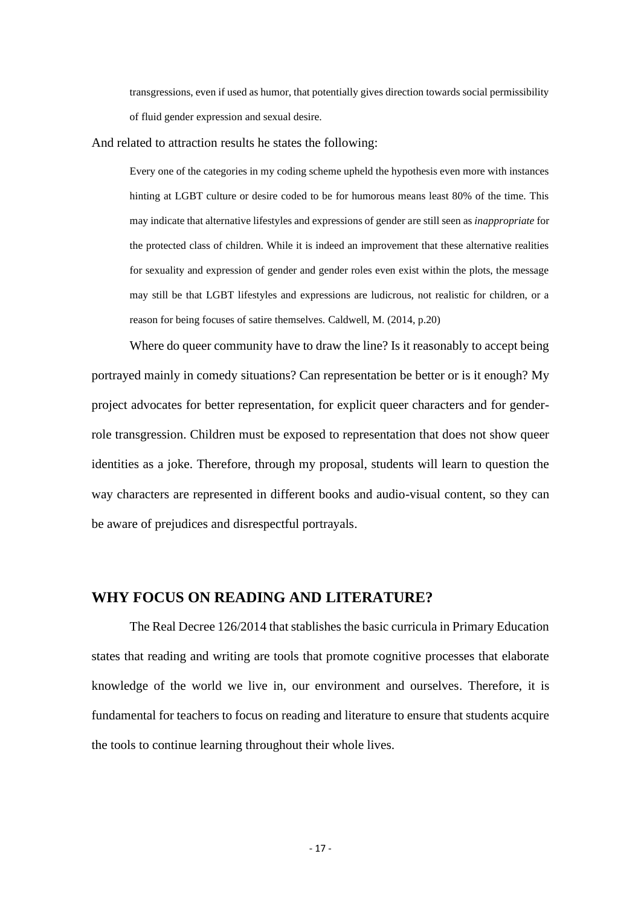> transgressions, even if used as humor, that potentially gives direction towards social permissibility of fluid gender expression and sexual desire.

And related to attraction results he states the following:

> Every one of the categories in my coding scheme upheld the hypothesis even more with instances hinting at LGBT culture or desire coded to be for humorous means least 80% of the time. This may indicate that alternative lifestyles and expressions of gender are still seen as *inappropriate* for the protected class of children. While it is indeed an improvement that these alternative realities for sexuality and expression of gender and gender roles even exist within the plots, the message may still be that LGBT lifestyles and expressions are ludicrous, not realistic for children, or a reason for being focuses of satire themselves. Caldwell, M. (2014, p.20)

Where do queer community have to draw the line? Is it reasonably to accept being portrayed mainly in comedy situations? Can representation be better or is it enough? My project advocates for better representation, for explicit queer characters and for gender-role transgression. Children must be exposed to representation that does not show queer identities as a joke. Therefore, through my proposal, students will learn to question the way characters are represented in different books and audio-visual content, so they can be aware of prejudices and disrespectful portrayals.

## WHY FOCUS ON READING AND LITERATURE?

The Real Decree 126/2014 that stablishes the basic curricula in Primary Education states that reading and writing are tools that promote cognitive processes that elaborate knowledge of the world we live in, our environment and ourselves. Therefore, it is fundamental for teachers to focus on reading and literature to ensure that students acquire the tools to continue learning throughout their whole lives.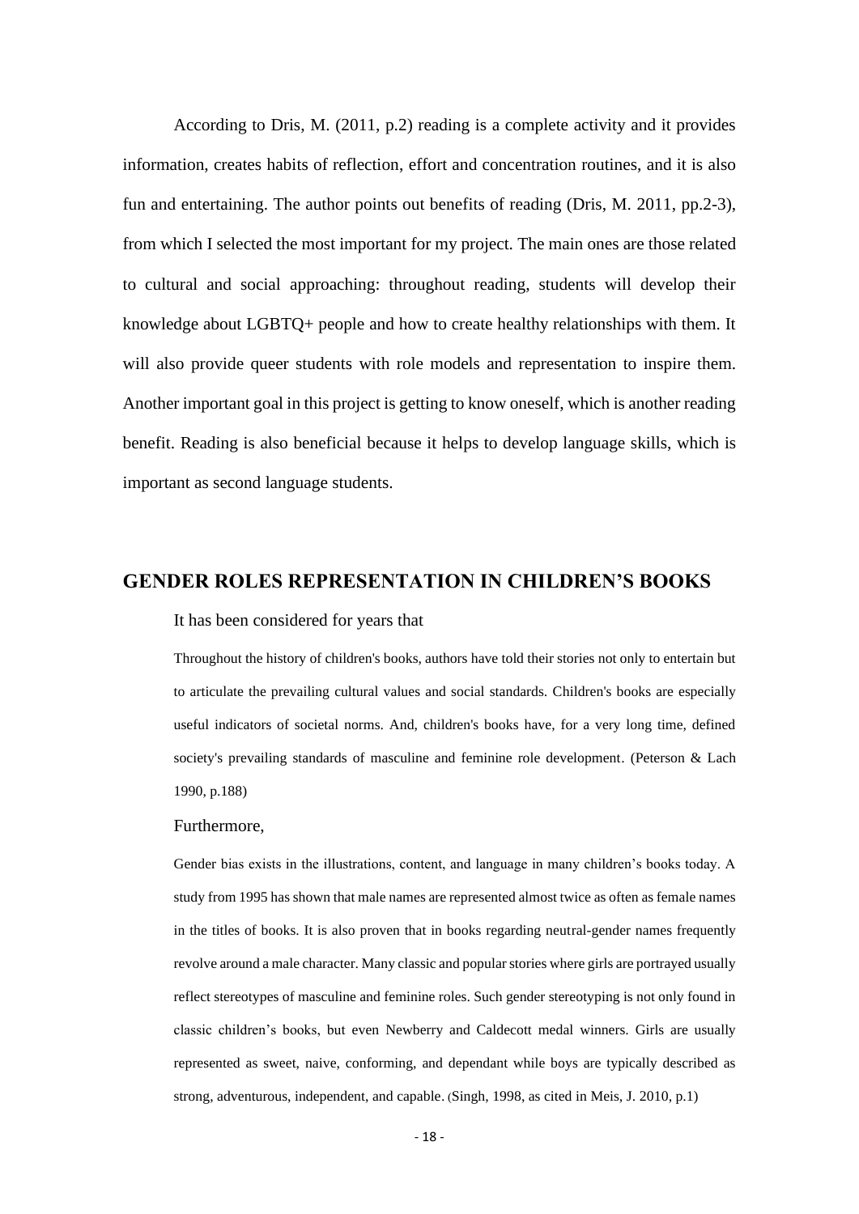According to Dris, M. (2011, p.2) reading is a complete activity and it provides information, creates habits of reflection, effort and concentration routines, and it is also fun and entertaining. The author points out benefits of reading (Dris, M. 2011, pp.2-3), from which I selected the most important for my project. The main ones are those related to cultural and social approaching: throughout reading, students will develop their knowledge about LGBTQ+ people and how to create healthy relationships with them. It will also provide queer students with role models and representation to inspire them. Another important goal in this project is getting to know oneself, which is another reading benefit. Reading is also beneficial because it helps to develop language skills, which is important as second language students.

## GENDER ROLES REPRESENTATION IN CHILDREN'S BOOKS

It has been considered for years that

> Throughout the history of children's books, authors have told their stories not only to entertain but to articulate the prevailing cultural values and social standards. Children's books are especially useful indicators of societal norms. And, children's books have, for a very long time, defined society's prevailing standards of masculine and feminine role development. (Peterson & Lach 1990, p.188)

Furthermore,

> Gender bias exists in the illustrations, content, and language in many children's books today. A study from 1995 has shown that male names are represented almost twice as often as female names in the titles of books. It is also proven that in books regarding neutral-gender names frequently revolve around a male character. Many classic and popular stories where girls are portrayed usually reflect stereotypes of masculine and feminine roles. Such gender stereotyping is not only found in classic children's books, but even Newberry and Caldecott medal winners. Girls are usually represented as sweet, naive, conforming, and dependant while boys are typically described as strong, adventurous, independent, and capable. (Singh, 1998, as cited in Meis, J. 2010, p.1)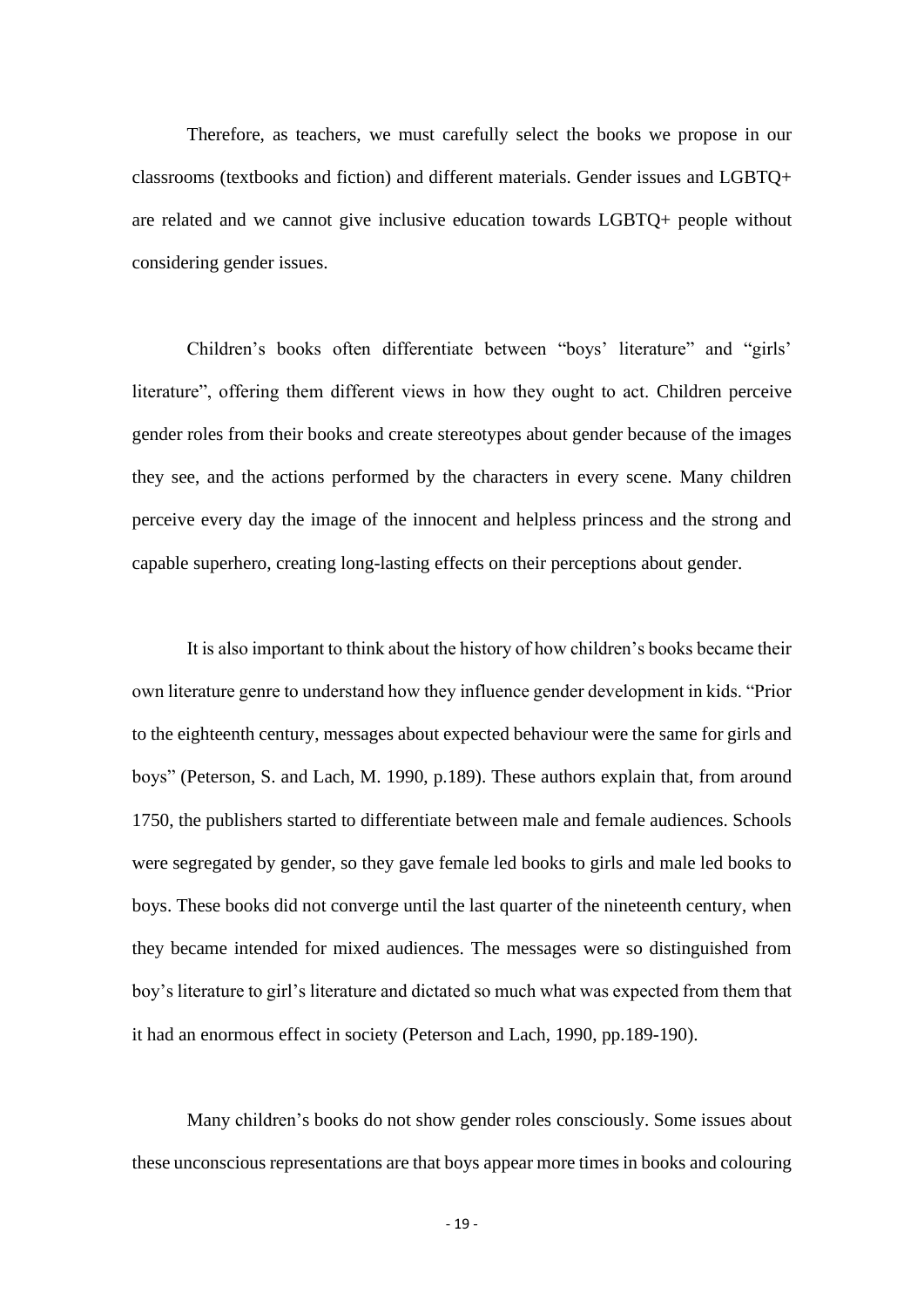Therefore, as teachers, we must carefully select the books we propose in our classrooms (textbooks and fiction) and different materials. Gender issues and LGBTQ+ are related and we cannot give inclusive education towards LGBTQ+ people without considering gender issues.

Children's books often differentiate between "boys' literature" and "girls' literature", offering them different views in how they ought to act. Children perceive gender roles from their books and create stereotypes about gender because of the images they see, and the actions performed by the characters in every scene. Many children perceive every day the image of the innocent and helpless princess and the strong and capable superhero, creating long-lasting effects on their perceptions about gender.

It is also important to think about the history of how children's books became their own literature genre to understand how they influence gender development in kids. "Prior to the eighteenth century, messages about expected behaviour were the same for girls and boys" (Peterson, S. and Lach, M. 1990, p.189). These authors explain that, from around 1750, the publishers started to differentiate between male and female audiences. Schools were segregated by gender, so they gave female led books to girls and male led books to boys. These books did not converge until the last quarter of the nineteenth century, when they became intended for mixed audiences. The messages were so distinguished from boy's literature to girl's literature and dictated so much what was expected from them that it had an enormous effect in society (Peterson and Lach, 1990, pp.189-190).

Many children's books do not show gender roles consciously. Some issues about these unconscious representations are that boys appear more times in books and colouring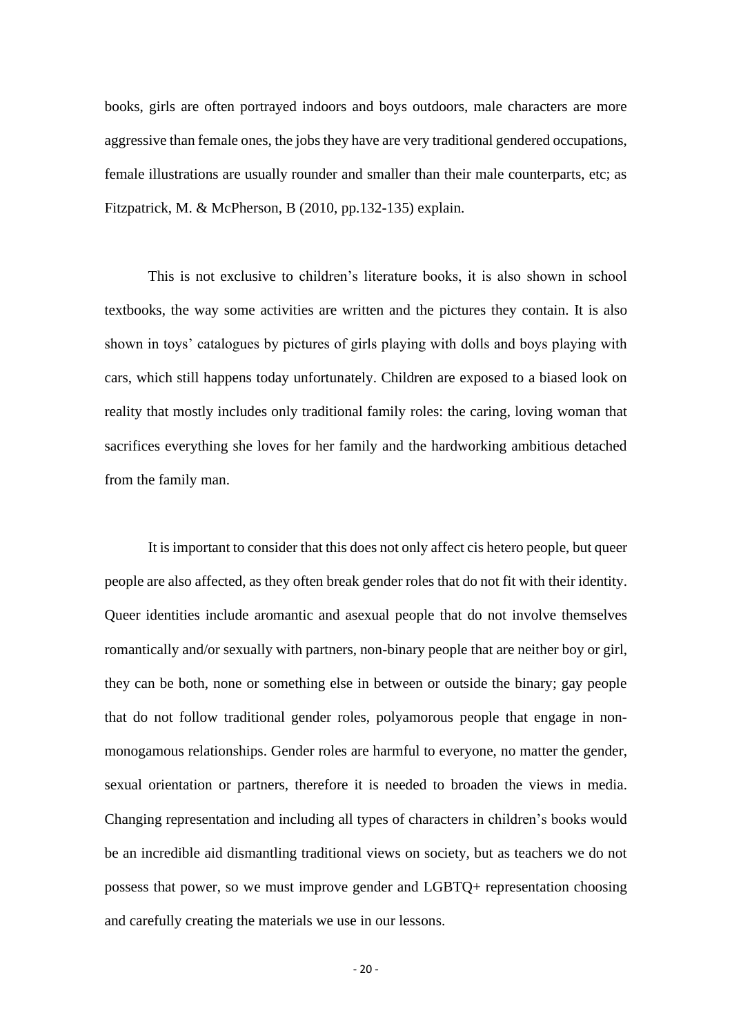books, girls are often portrayed indoors and boys outdoors, male characters are more aggressive than female ones, the jobs they have are very traditional gendered occupations, female illustrations are usually rounder and smaller than their male counterparts, etc; as Fitzpatrick, M. & McPherson, B (2010, pp.132-135) explain.

This is not exclusive to children's literature books, it is also shown in school textbooks, the way some activities are written and the pictures they contain. It is also shown in toys' catalogues by pictures of girls playing with dolls and boys playing with cars, which still happens today unfortunately. Children are exposed to a biased look on reality that mostly includes only traditional family roles: the caring, loving woman that sacrifices everything she loves for her family and the hardworking ambitious detached from the family man.

It is important to consider that this does not only affect cis hetero people, but queer people are also affected, as they often break gender roles that do not fit with their identity. Queer identities include aromantic and asexual people that do not involve themselves romantically and/or sexually with partners, non-binary people that are neither boy or girl, they can be both, none or something else in between or outside the binary; gay people that do not follow traditional gender roles, polyamorous people that engage in non-monogamous relationships. Gender roles are harmful to everyone, no matter the gender, sexual orientation or partners, therefore it is needed to broaden the views in media. Changing representation and including all types of characters in children's books would be an incredible aid dismantling traditional views on society, but as teachers we do not possess that power, so we must improve gender and LGBTQ+ representation choosing and carefully creating the materials we use in our lessons.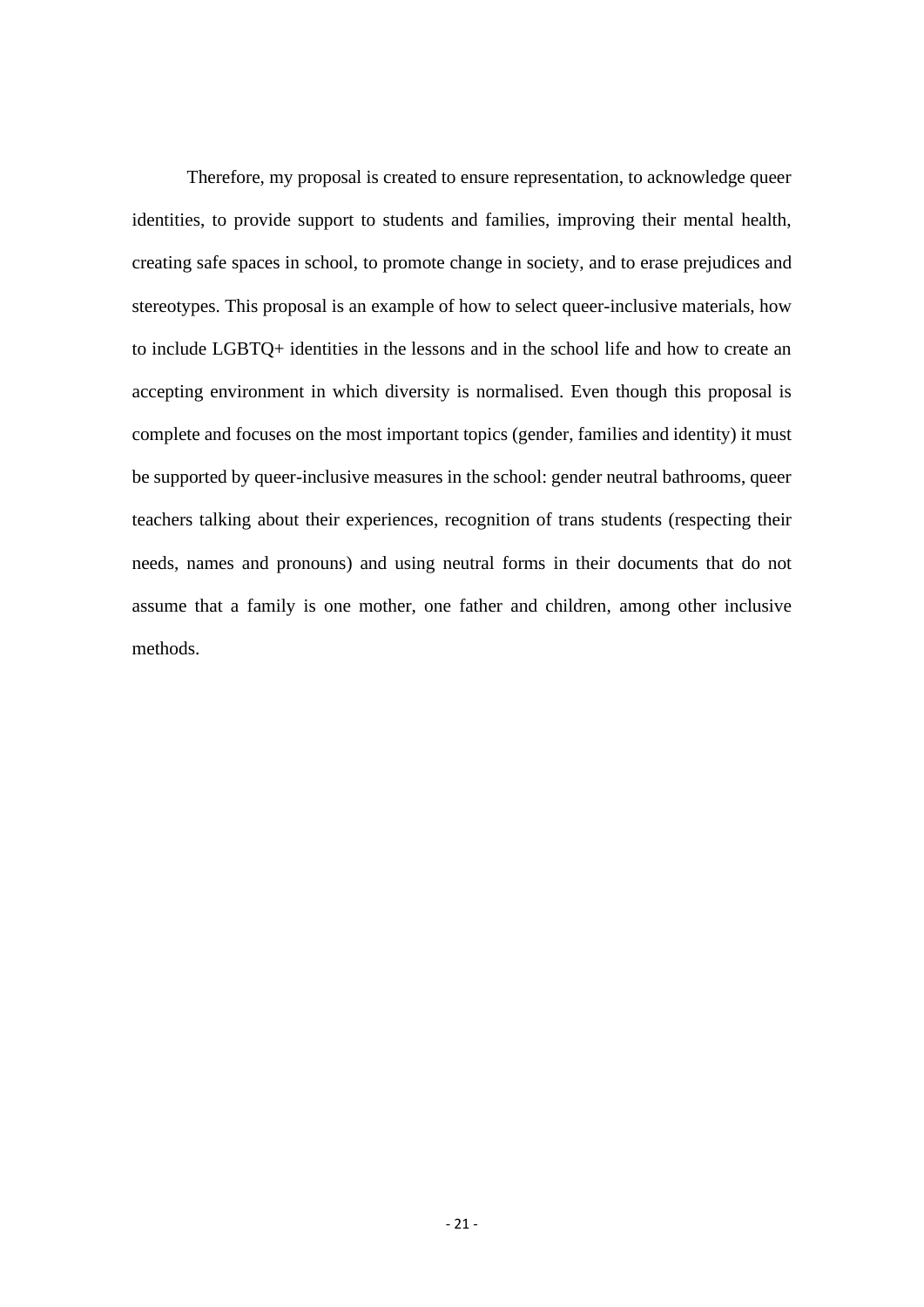Therefore, my proposal is created to ensure representation, to acknowledge queer identities, to provide support to students and families, improving their mental health, creating safe spaces in school, to promote change in society, and to erase prejudices and stereotypes. This proposal is an example of how to select queer-inclusive materials, how to include LGBTQ+ identities in the lessons and in the school life and how to create an accepting environment in which diversity is normalised. Even though this proposal is complete and focuses on the most important topics (gender, families and identity) it must be supported by queer-inclusive measures in the school: gender neutral bathrooms, queer teachers talking about their experiences, recognition of trans students (respecting their needs, names and pronouns) and using neutral forms in their documents that do not assume that a family is one mother, one father and children, among other inclusive methods.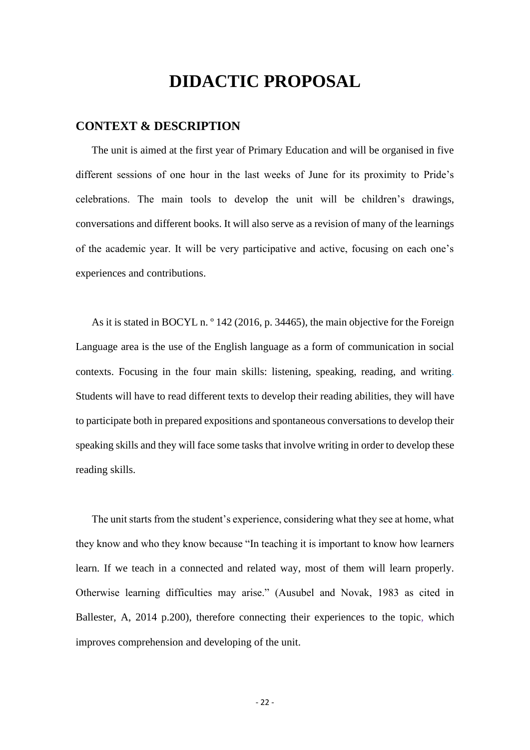# DIDACTIC PROPOSAL

## CONTEXT & DESCRIPTION

The unit is aimed at the first year of Primary Education and will be organised in five different sessions of one hour in the last weeks of June for its proximity to Pride's celebrations. The main tools to develop the unit will be children's drawings, conversations and different books. It will also serve as a revision of many of the learnings of the academic year. It will be very participative and active, focusing on each one's experiences and contributions.

As it is stated in BOCYL n. º 142 (2016, p. 34465), the main objective for the Foreign Language area is the use of the English language as a form of communication in social contexts. Focusing in the four main skills: listening, speaking, reading, and writing. Students will have to read different texts to develop their reading abilities, they will have to participate both in prepared expositions and spontaneous conversations to develop their speaking skills and they will face some tasks that involve writing in order to develop these reading skills.

The unit starts from the student's experience, considering what they see at home, what they know and who they know because "In teaching it is important to know how learners learn. If we teach in a connected and related way, most of them will learn properly. Otherwise learning difficulties may arise." (Ausubel and Novak, 1983 as cited in Ballester, A, 2014 p.200), therefore connecting their experiences to the topic, which improves comprehension and developing of the unit.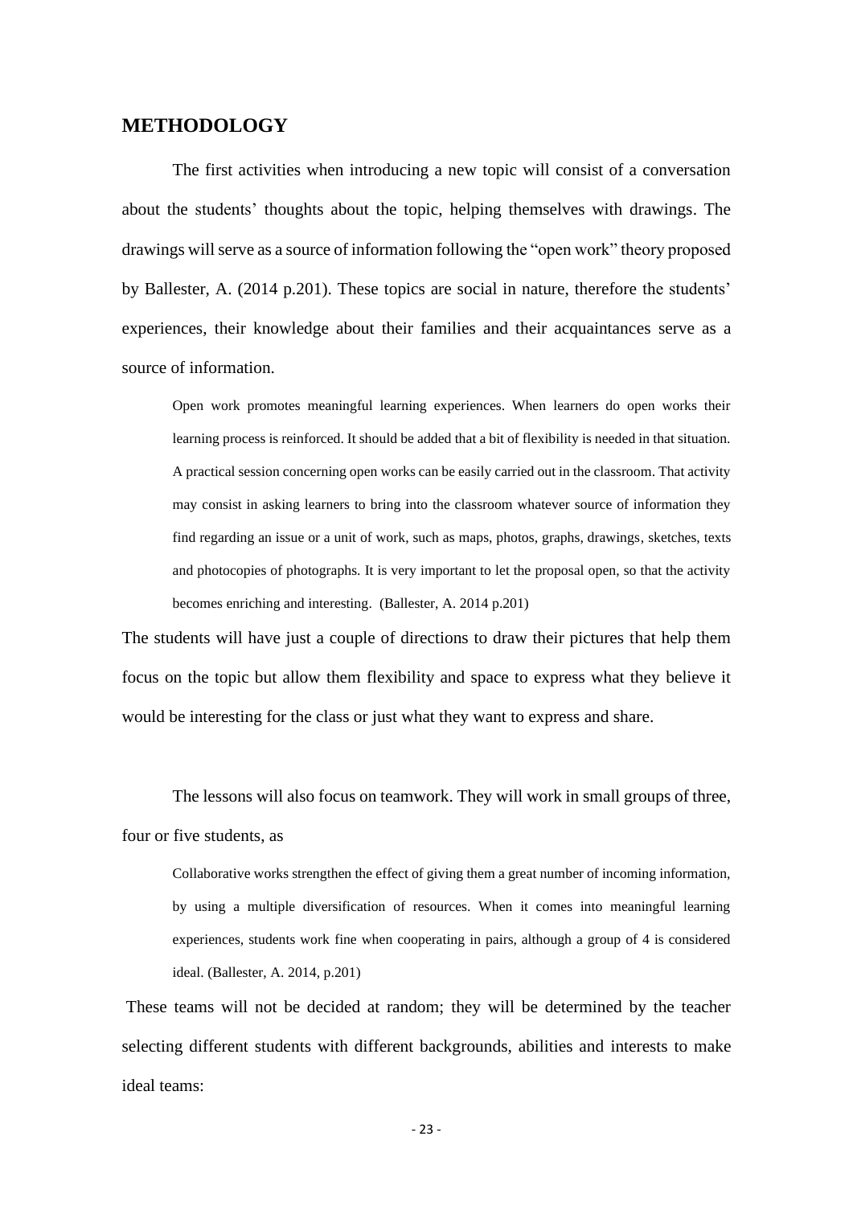## METHODOLOGY

The first activities when introducing a new topic will consist of a conversation about the students' thoughts about the topic, helping themselves with drawings. The drawings will serve as a source of information following the "open work" theory proposed by Ballester, A. (2014 p.201). These topics are social in nature, therefore the students' experiences, their knowledge about their families and their acquaintances serve as a source of information.

> Open work promotes meaningful learning experiences. When learners do open works their learning process is reinforced. It should be added that a bit of flexibility is needed in that situation. A practical session concerning open works can be easily carried out in the classroom. That activity may consist in asking learners to bring into the classroom whatever source of information they find regarding an issue or a unit of work, such as maps, photos, graphs, drawings, sketches, texts and photocopies of photographs. It is very important to let the proposal open, so that the activity becomes enriching and interesting. (Ballester, A. 2014 p.201)

The students will have just a couple of directions to draw their pictures that help them focus on the topic but allow them flexibility and space to express what they believe it would be interesting for the class or just what they want to express and share.

The lessons will also focus on teamwork. They will work in small groups of three, four or five students, as

> Collaborative works strengthen the effect of giving them a great number of incoming information, by using a multiple diversification of resources. When it comes into meaningful learning experiences, students work fine when cooperating in pairs, although a group of 4 is considered ideal. (Ballester, A. 2014, p.201)

These teams will not be decided at random; they will be determined by the teacher selecting different students with different backgrounds, abilities and interests to make ideal teams: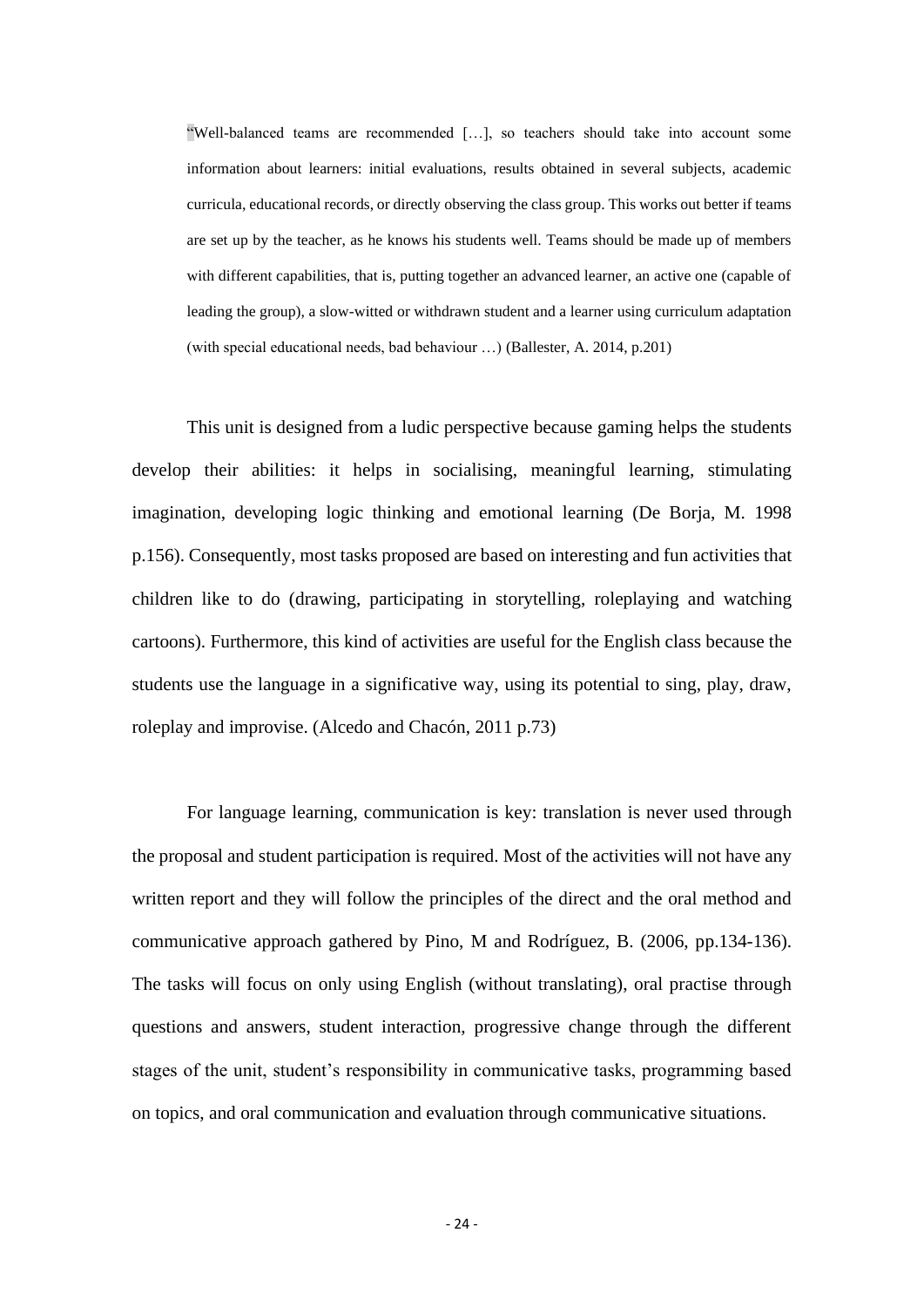> "Well-balanced teams are recommended […], so teachers should take into account some information about learners: initial evaluations, results obtained in several subjects, academic curricula, educational records, or directly observing the class group. This works out better if teams are set up by the teacher, as he knows his students well. Teams should be made up of members with different capabilities, that is, putting together an advanced learner, an active one (capable of leading the group), a slow-witted or withdrawn student and a learner using curriculum adaptation (with special educational needs, bad behaviour …) (Ballester, A. 2014, p.201)

This unit is designed from a ludic perspective because gaming helps the students develop their abilities: it helps in socialising, meaningful learning, stimulating imagination, developing logic thinking and emotional learning (De Borja, M. 1998 p.156). Consequently, most tasks proposed are based on interesting and fun activities that children like to do (drawing, participating in storytelling, roleplaying and watching cartoons). Furthermore, this kind of activities are useful for the English class because the students use the language in a significative way, using its potential to sing, play, draw, roleplay and improvise. (Alcedo and Chacón, 2011 p.73)

For language learning, communication is key: translation is never used through the proposal and student participation is required. Most of the activities will not have any written report and they will follow the principles of the direct and the oral method and communicative approach gathered by Pino, M and Rodríguez, B. (2006, pp.134-136). The tasks will focus on only using English (without translating), oral practise through questions and answers, student interaction, progressive change through the different stages of the unit, student's responsibility in communicative tasks, programming based on topics, and oral communication and evaluation through communicative situations.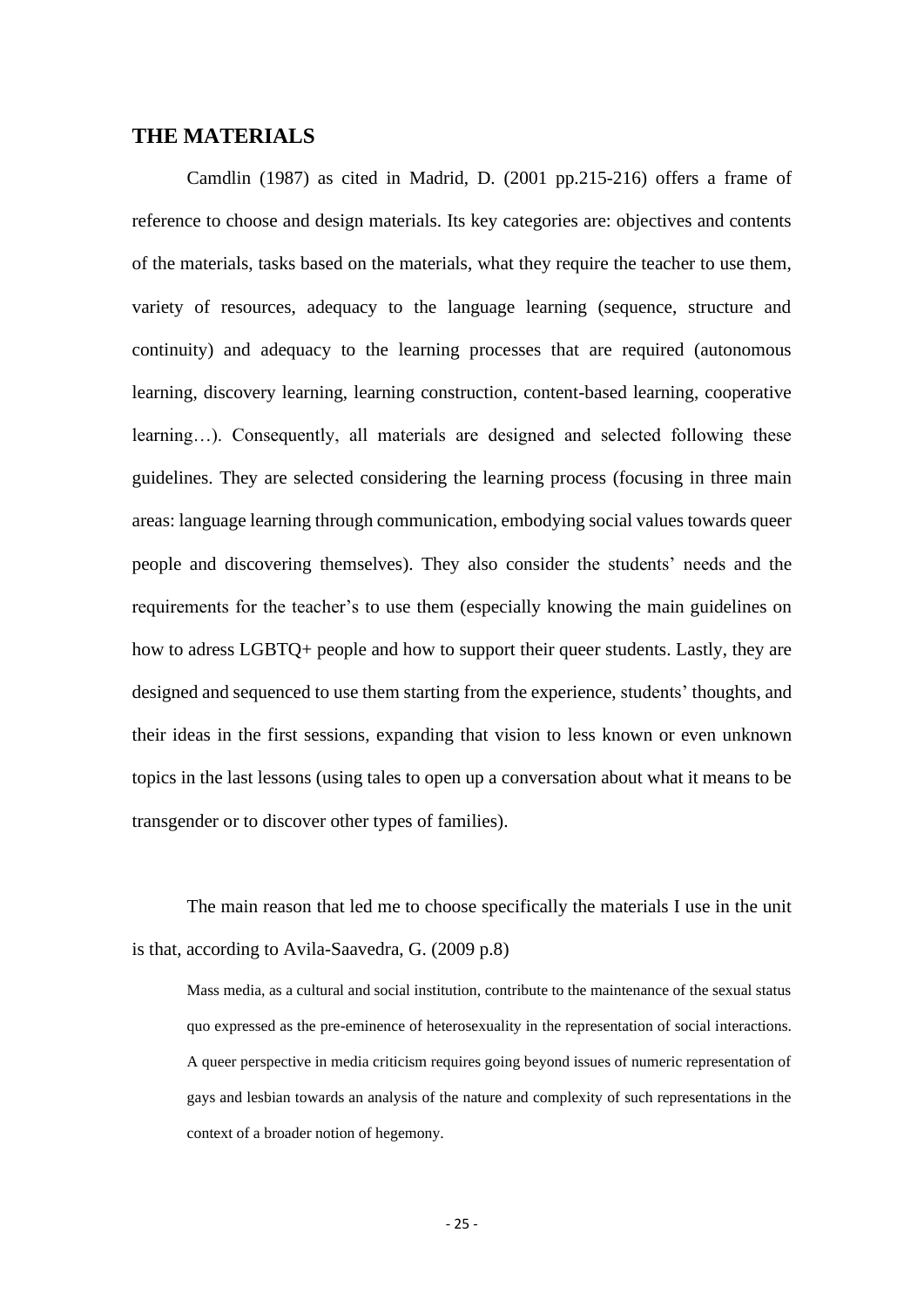## THE MATERIALS

Camdlin (1987) as cited in Madrid, D. (2001 pp.215-216) offers a frame of reference to choose and design materials. Its key categories are: objectives and contents of the materials, tasks based on the materials, what they require the teacher to use them, variety of resources, adequacy to the language learning (sequence, structure and continuity) and adequacy to the learning processes that are required (autonomous learning, discovery learning, learning construction, content-based learning, cooperative learning…). Consequently, all materials are designed and selected following these guidelines. They are selected considering the learning process (focusing in three main areas: language learning through communication, embodying social values towards queer people and discovering themselves). They also consider the students' needs and the requirements for the teacher's to use them (especially knowing the main guidelines on how to adress LGBTQ+ people and how to support their queer students. Lastly, they are designed and sequenced to use them starting from the experience, students' thoughts, and their ideas in the first sessions, expanding that vision to less known or even unknown topics in the last lessons (using tales to open up a conversation about what it means to be transgender or to discover other types of families).

The main reason that led me to choose specifically the materials I use in the unit is that, according to Avila-Saavedra, G. (2009 p.8)

> Mass media, as a cultural and social institution, contribute to the maintenance of the sexual status quo expressed as the pre-eminence of heterosexuality in the representation of social interactions. A queer perspective in media criticism requires going beyond issues of numeric representation of gays and lesbian towards an analysis of the nature and complexity of such representations in the context of a broader notion of hegemony.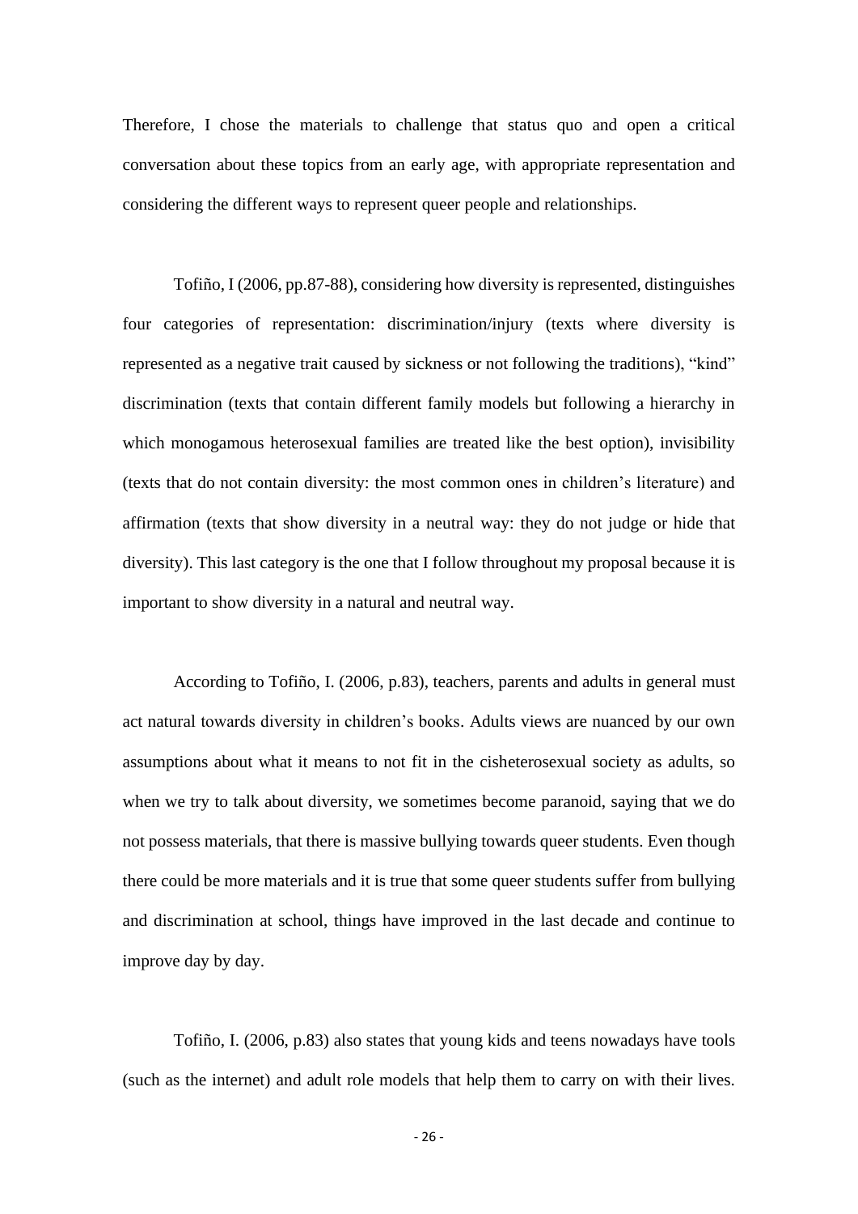Therefore, I chose the materials to challenge that status quo and open a critical conversation about these topics from an early age, with appropriate representation and considering the different ways to represent queer people and relationships.

Tofiño, I (2006, pp.87-88), considering how diversity is represented, distinguishes four categories of representation: discrimination/injury (texts where diversity is represented as a negative trait caused by sickness or not following the traditions), "kind" discrimination (texts that contain different family models but following a hierarchy in which monogamous heterosexual families are treated like the best option), invisibility (texts that do not contain diversity: the most common ones in children's literature) and affirmation (texts that show diversity in a neutral way: they do not judge or hide that diversity). This last category is the one that I follow throughout my proposal because it is important to show diversity in a natural and neutral way.

According to Tofiño, I. (2006, p.83), teachers, parents and adults in general must act natural towards diversity in children's books. Adults views are nuanced by our own assumptions about what it means to not fit in the cisheterosexual society as adults, so when we try to talk about diversity, we sometimes become paranoid, saying that we do not possess materials, that there is massive bullying towards queer students. Even though there could be more materials and it is true that some queer students suffer from bullying and discrimination at school, things have improved in the last decade and continue to improve day by day.

Tofiño, I. (2006, p.83) also states that young kids and teens nowadays have tools (such as the internet) and adult role models that help them to carry on with their lives.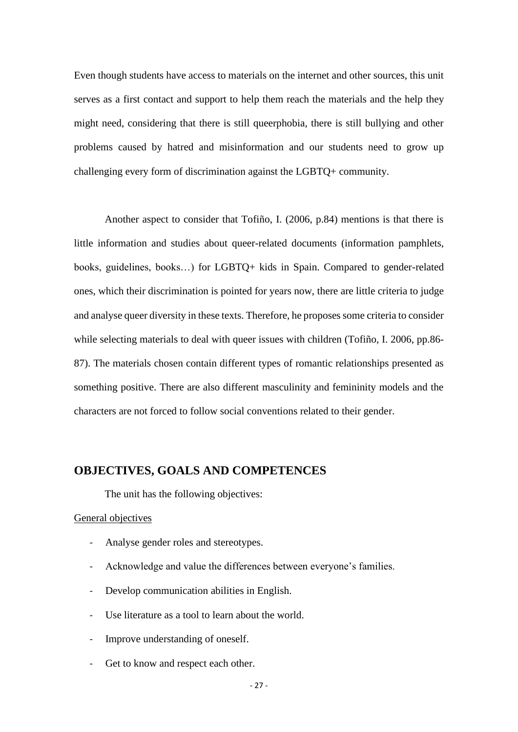Even though students have access to materials on the internet and other sources, this unit serves as a first contact and support to help them reach the materials and the help they might need, considering that there is still queerphobia, there is still bullying and other problems caused by hatred and misinformation and our students need to grow up challenging every form of discrimination against the LGBTQ+ community.

Another aspect to consider that Tofiño, I. (2006, p.84) mentions is that there is little information and studies about queer-related documents (information pamphlets, books, guidelines, books…) for LGBTQ+ kids in Spain. Compared to gender-related ones, which their discrimination is pointed for years now, there are little criteria to judge and analyse queer diversity in these texts. Therefore, he proposes some criteria to consider while selecting materials to deal with queer issues with children (Tofiño, I. 2006, pp.86-87). The materials chosen contain different types of romantic relationships presented as something positive. There are also different masculinity and femininity models and the characters are not forced to follow social conventions related to their gender.

## OBJECTIVES, GOALS AND COMPETENCES

The unit has the following objectives:

General objectives

- Analyse gender roles and stereotypes.
- Acknowledge and value the differences between everyone's families.
- Develop communication abilities in English.
- Use literature as a tool to learn about the world.
- Improve understanding of oneself.
- Get to know and respect each other.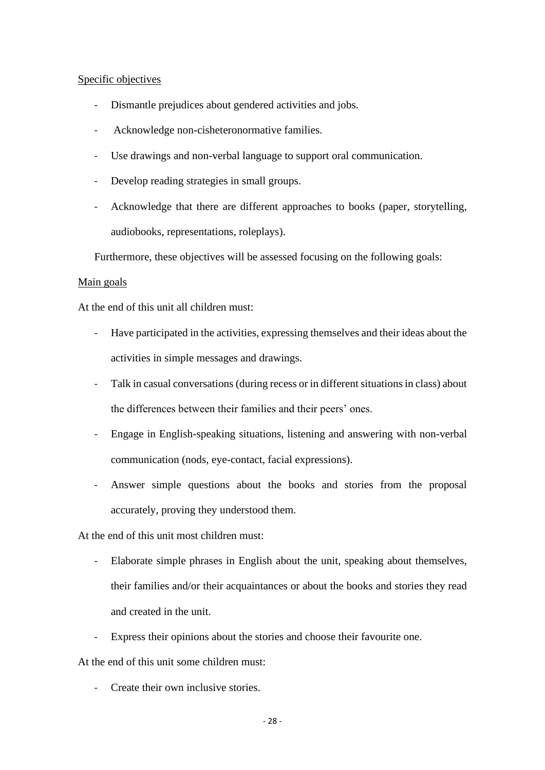Specific objectives

- Dismantle prejudices about gendered activities and jobs.
- Acknowledge non-cisheteronormative families.
- Use drawings and non-verbal language to support oral communication.
- Develop reading strategies in small groups.
- Acknowledge that there are different approaches to books (paper, storytelling, audiobooks, representations, roleplays).

Furthermore, these objectives will be assessed focusing on the following goals:

Main goals

At the end of this unit all children must:

- Have participated in the activities, expressing themselves and their ideas about the activities in simple messages and drawings.
- Talk in casual conversations (during recess or in different situations in class) about the differences between their families and their peers' ones.
- Engage in English-speaking situations, listening and answering with non-verbal communication (nods, eye-contact, facial expressions).
- Answer simple questions about the books and stories from the proposal accurately, proving they understood them.

At the end of this unit most children must:

- Elaborate simple phrases in English about the unit, speaking about themselves, their families and/or their acquaintances or about the books and stories they read and created in the unit.
- Express their opinions about the stories and choose their favourite one.

At the end of this unit some children must:

- Create their own inclusive stories.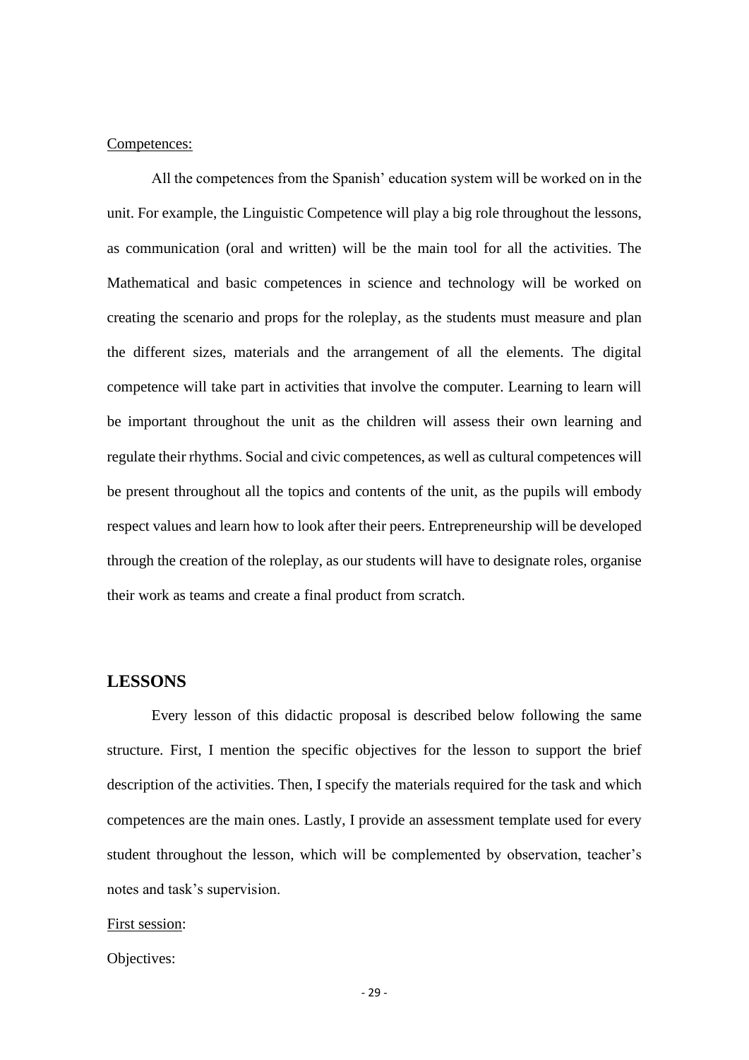Competences:

All the competences from the Spanish' education system will be worked on in the unit. For example, the Linguistic Competence will play a big role throughout the lessons, as communication (oral and written) will be the main tool for all the activities. The Mathematical and basic competences in science and technology will be worked on creating the scenario and props for the roleplay, as the students must measure and plan the different sizes, materials and the arrangement of all the elements. The digital competence will take part in activities that involve the computer. Learning to learn will be important throughout the unit as the children will assess their own learning and regulate their rhythms. Social and civic competences, as well as cultural competences will be present throughout all the topics and contents of the unit, as the pupils will embody respect values and learn how to look after their peers. Entrepreneurship will be developed through the creation of the roleplay, as our students will have to designate roles, organise their work as teams and create a final product from scratch.

## LESSONS

Every lesson of this didactic proposal is described below following the same structure. First, I mention the specific objectives for the lesson to support the brief description of the activities. Then, I specify the materials required for the task and which competences are the main ones. Lastly, I provide an assessment template used for every student throughout the lesson, which will be complemented by observation, teacher's notes and task's supervision.

First session:

Objectives: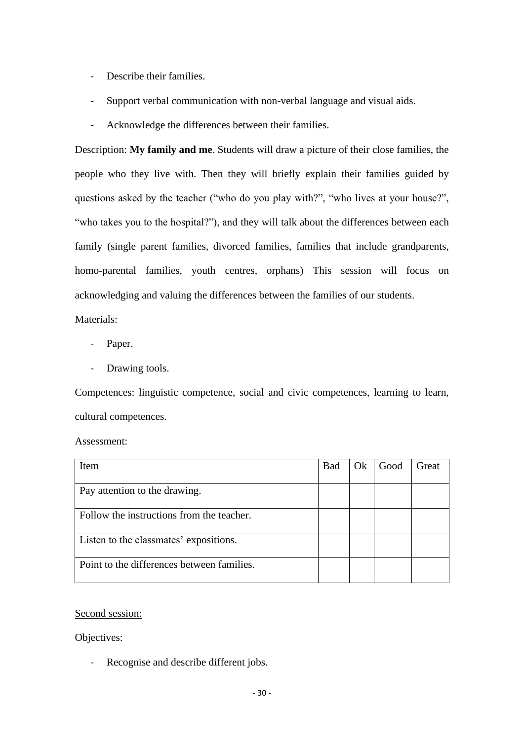- Describe their families.
- Support verbal communication with non-verbal language and visual aids.
- Acknowledge the differences between their families.

Description: **My family and me**. Students will draw a picture of their close families, the people who they live with. Then they will briefly explain their families guided by questions asked by the teacher ("who do you play with?", "who lives at your house?", "who takes you to the hospital?"), and they will talk about the differences between each family (single parent families, divorced families, families that include grandparents, homo-parental families, youth centres, orphans) This session will focus on acknowledging and valuing the differences between the families of our students.

Materials:

- Paper.
- Drawing tools.

Competences: linguistic competence, social and civic competences, learning to learn, cultural competences.

Assessment:

| Item | Bad | Ok | Good | Great |
|---|---|---|---|---|
| Pay attention to the drawing. | | | | |
| Follow the instructions from the teacher. | | | | |
| Listen to the classmates' expositions. | | | | |
| Point to the differences between families. | | | | |

Second session:

Objectives:

- Recognise and describe different jobs.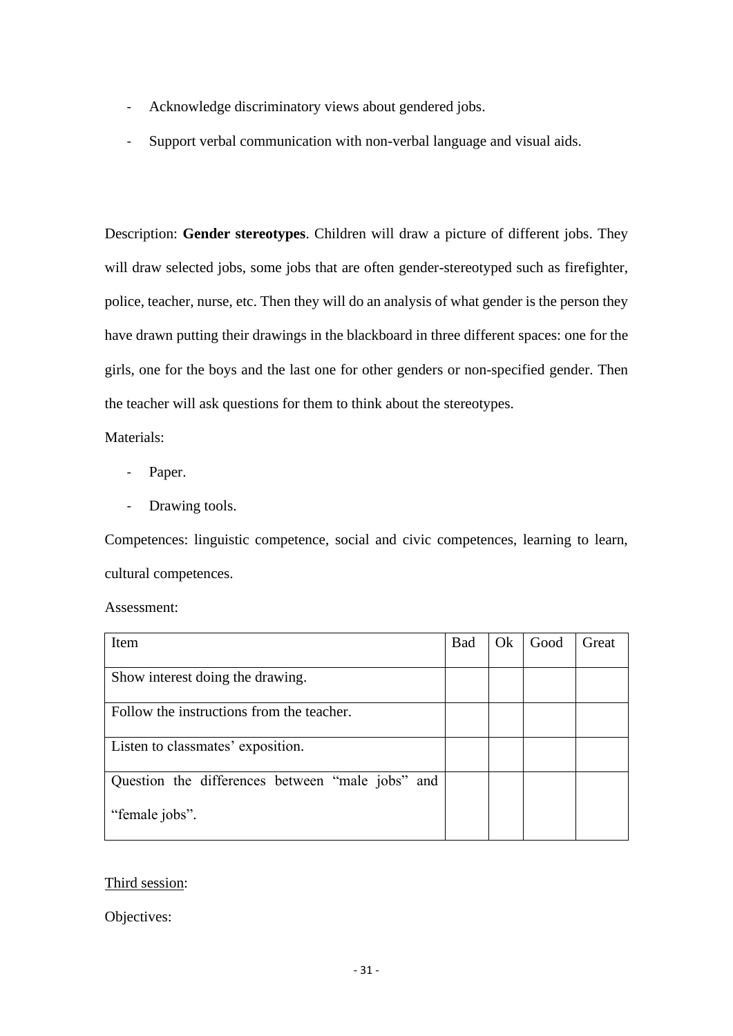- Acknowledge discriminatory views about gendered jobs.
- Support verbal communication with non-verbal language and visual aids.

Description: **Gender stereotypes**. Children will draw a picture of different jobs. They will draw selected jobs, some jobs that are often gender-stereotyped such as firefighter, police, teacher, nurse, etc. Then they will do an analysis of what gender is the person they have drawn putting their drawings in the blackboard in three different spaces: one for the girls, one for the boys and the last one for other genders or non-specified gender. Then the teacher will ask questions for them to think about the stereotypes.

Materials:

- Paper.
- Drawing tools.

Competences: linguistic competence, social and civic competences, learning to learn, cultural competences.

Assessment:

| Item | Bad | Ok | Good | Great |
|---|---|---|---|---|
| Show interest doing the drawing. | | | | |
| Follow the instructions from the teacher. | | | | |
| Listen to classmates' exposition. | | | | |
| Question the differences between "male jobs" and "female jobs". | | | | |

<u>Third session</u>:

Objectives: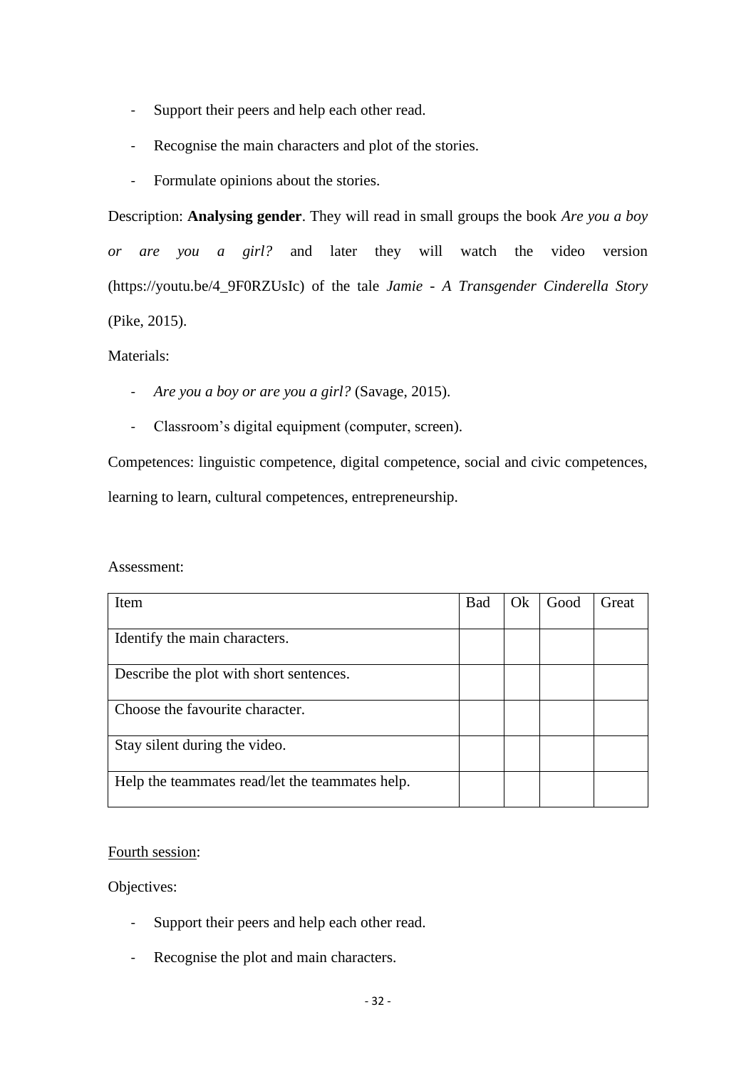- Support their peers and help each other read.
- Recognise the main characters and plot of the stories.
- Formulate opinions about the stories.

Description: **Analysing gender**. They will read in small groups the book *Are you a boy or are you a girl?* and later they will watch the video version (https://youtu.be/4_9F0RZUsIc) of the tale *Jamie - A Transgender Cinderella Story* (Pike, 2015).

Materials:

- *Are you a boy or are you a girl?* (Savage, 2015).
- Classroom's digital equipment (computer, screen).

Competences: linguistic competence, digital competence, social and civic competences, learning to learn, cultural competences, entrepreneurship.

Assessment:

| Item | Bad | Ok | Good | Great |
|---|---|---|---|---|
| Identify the main characters. | | | | |
| Describe the plot with short sentences. | | | | |
| Choose the favourite character. | | | | |
| Stay silent during the video. | | | | |
| Help the teammates read/let the teammates help. | | | | |

<u>Fourth session</u>:

Objectives:

- Support their peers and help each other read.
- Recognise the plot and main characters.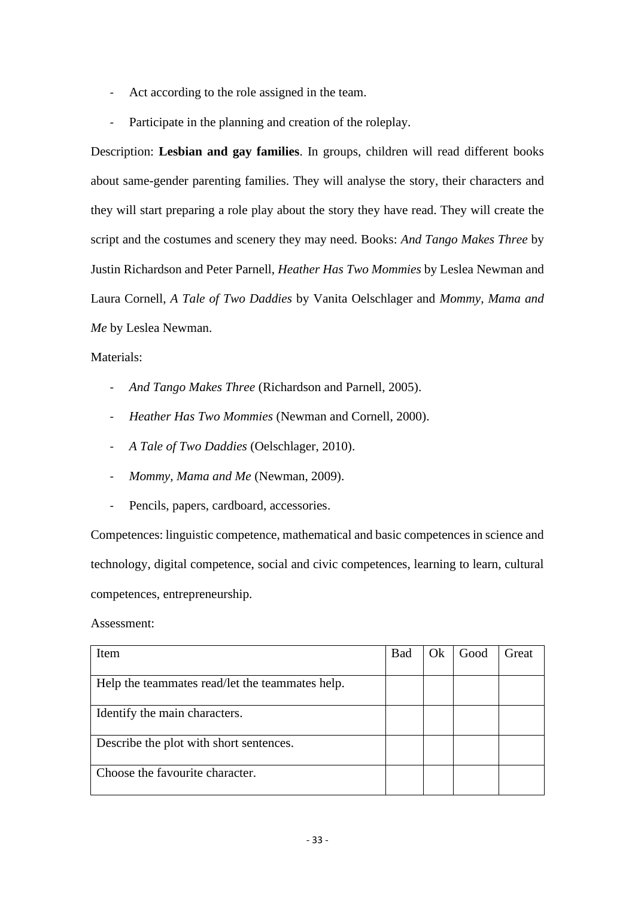- Act according to the role assigned in the team.
- Participate in the planning and creation of the roleplay.

Description: **Lesbian and gay families**. In groups, children will read different books about same-gender parenting families. They will analyse the story, their characters and they will start preparing a role play about the story they have read. They will create the script and the costumes and scenery they may need. Books: *And Tango Makes Three* by Justin Richardson and Peter Parnell, *Heather Has Two Mommies* by Leslea Newman and Laura Cornell, *A Tale of Two Daddies* by Vanita Oelschlager and *Mommy, Mama and Me* by Leslea Newman.

Materials:

- *And Tango Makes Three* (Richardson and Parnell, 2005).
- *Heather Has Two Mommies* (Newman and Cornell, 2000).
- *A Tale of Two Daddies* (Oelschlager, 2010).
- *Mommy, Mama and Me* (Newman, 2009).
- Pencils, papers, cardboard, accessories.

Competences: linguistic competence, mathematical and basic competences in science and technology, digital competence, social and civic competences, learning to learn, cultural competences, entrepreneurship.

Assessment:

| Item | Bad | Ok | Good | Great |
|---|---|---|---|---|
| Help the teammates read/let the teammates help. | | | | |
| Identify the main characters. | | | | |
| Describe the plot with short sentences. | | | | |
| Choose the favourite character. | | | | |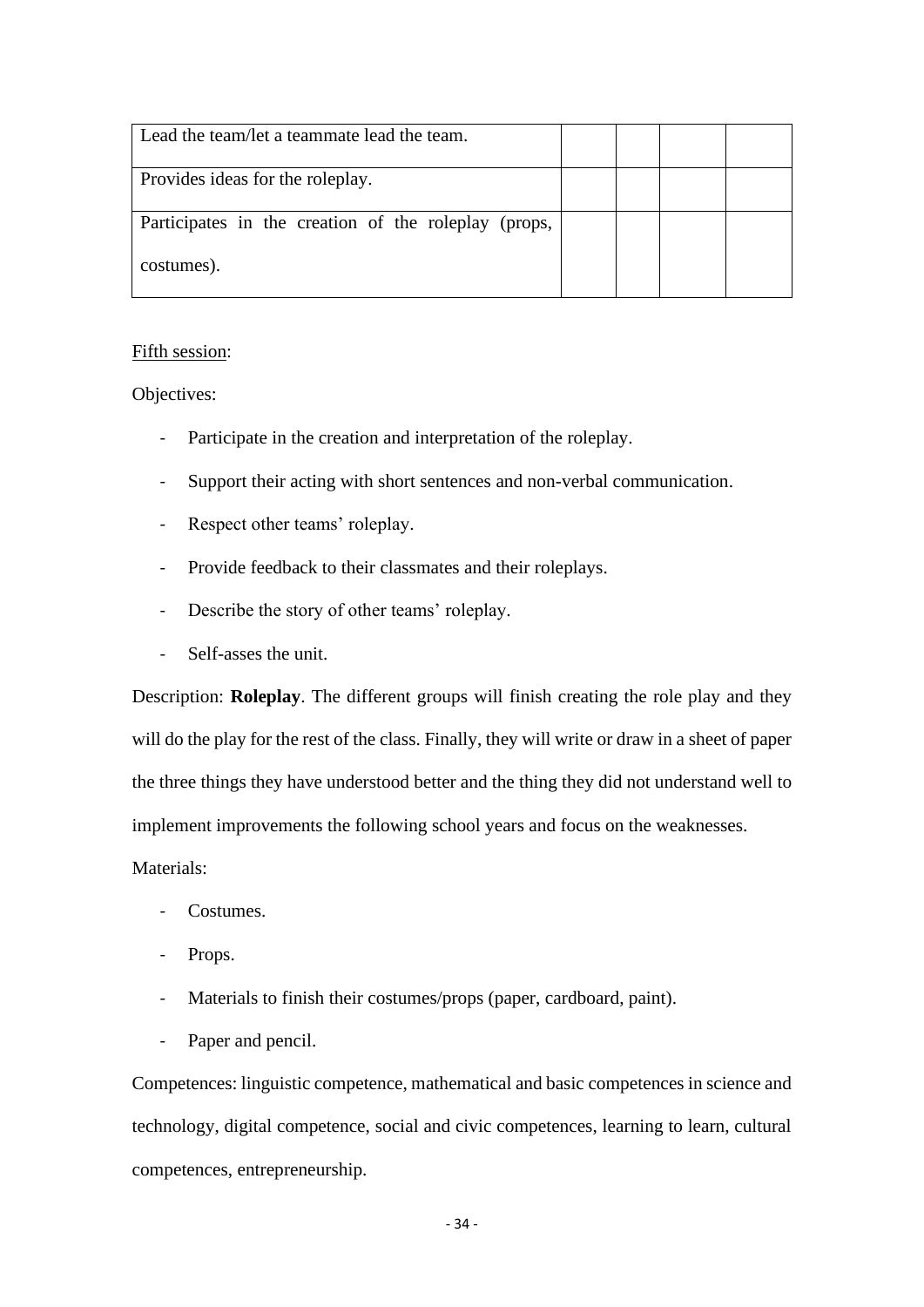| Lead the team/let a teammate lead the team. | | | | |
| --- | --- | --- | --- | --- |
| Provides ideas for the roleplay. | | | | |
| Participates in the creation of the roleplay (props, costumes). | | | | |

<u>Fifth session</u>:

Objectives:

- Participate in the creation and interpretation of the roleplay.
- Support their acting with short sentences and non-verbal communication.
- Respect other teams' roleplay.
- Provide feedback to their classmates and their roleplays.
- Describe the story of other teams' roleplay.
- Self-asses the unit.

Description: **Roleplay**. The different groups will finish creating the role play and they will do the play for the rest of the class. Finally, they will write or draw in a sheet of paper the three things they have understood better and the thing they did not understand well to implement improvements the following school years and focus on the weaknesses.

Materials:

- Costumes.
- Props.
- Materials to finish their costumes/props (paper, cardboard, paint).
- Paper and pencil.

Competences: linguistic competence, mathematical and basic competences in science and technology, digital competence, social and civic competences, learning to learn, cultural competences, entrepreneurship.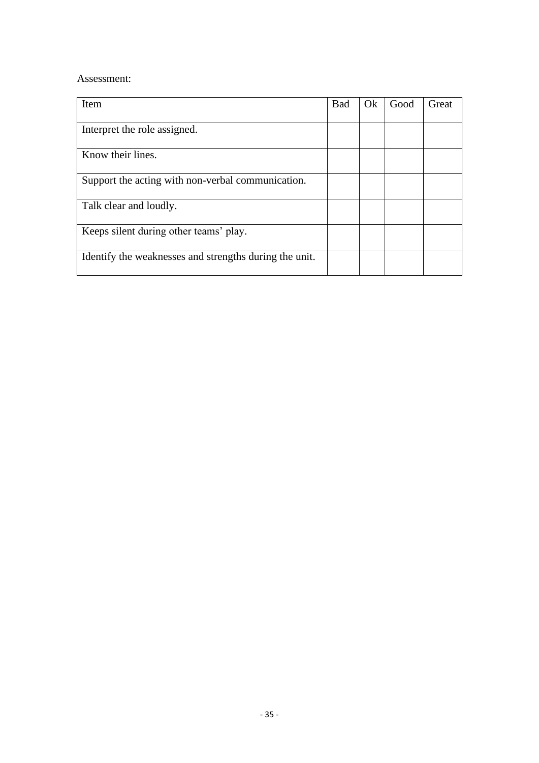Assessment:

| Item | Bad | Ok | Good | Great |
|---|---|---|---|---|
| Interpret the role assigned. | | | | |
| Know their lines. | | | | |
| Support the acting with non-verbal communication. | | | | |
| Talk clear and loudly. | | | | |
| Keeps silent during other teams' play. | | | | |
| Identify the weaknesses and strengths during the unit. | | | | |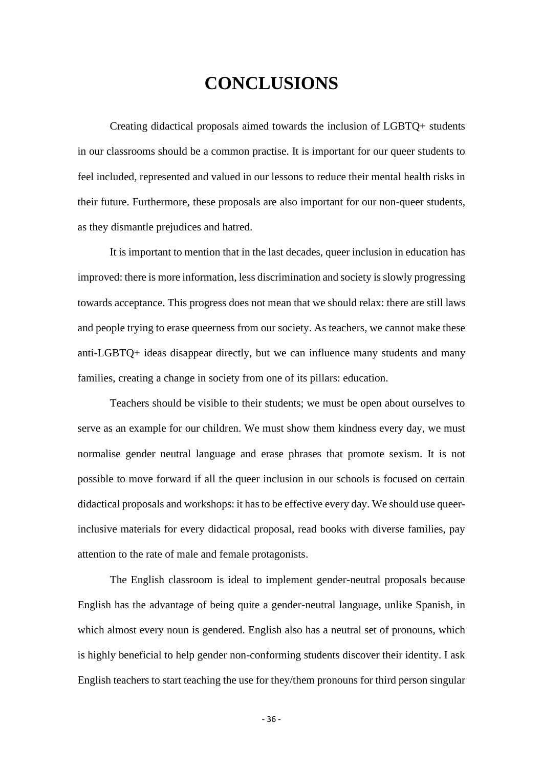# CONCLUSIONS

Creating didactical proposals aimed towards the inclusion of LGBTQ+ students in our classrooms should be a common practise. It is important for our queer students to feel included, represented and valued in our lessons to reduce their mental health risks in their future. Furthermore, these proposals are also important for our non-queer students, as they dismantle prejudices and hatred.

It is important to mention that in the last decades, queer inclusion in education has improved: there is more information, less discrimination and society is slowly progressing towards acceptance. This progress does not mean that we should relax: there are still laws and people trying to erase queerness from our society. As teachers, we cannot make these anti-LGBTQ+ ideas disappear directly, but we can influence many students and many families, creating a change in society from one of its pillars: education.

Teachers should be visible to their students; we must be open about ourselves to serve as an example for our children. We must show them kindness every day, we must normalise gender neutral language and erase phrases that promote sexism. It is not possible to move forward if all the queer inclusion in our schools is focused on certain didactical proposals and workshops: it has to be effective every day. We should use queer-inclusive materials for every didactical proposal, read books with diverse families, pay attention to the rate of male and female protagonists.

The English classroom is ideal to implement gender-neutral proposals because English has the advantage of being quite a gender-neutral language, unlike Spanish, in which almost every noun is gendered. English also has a neutral set of pronouns, which is highly beneficial to help gender non-conforming students discover their identity. I ask English teachers to start teaching the use for they/them pronouns for third person singular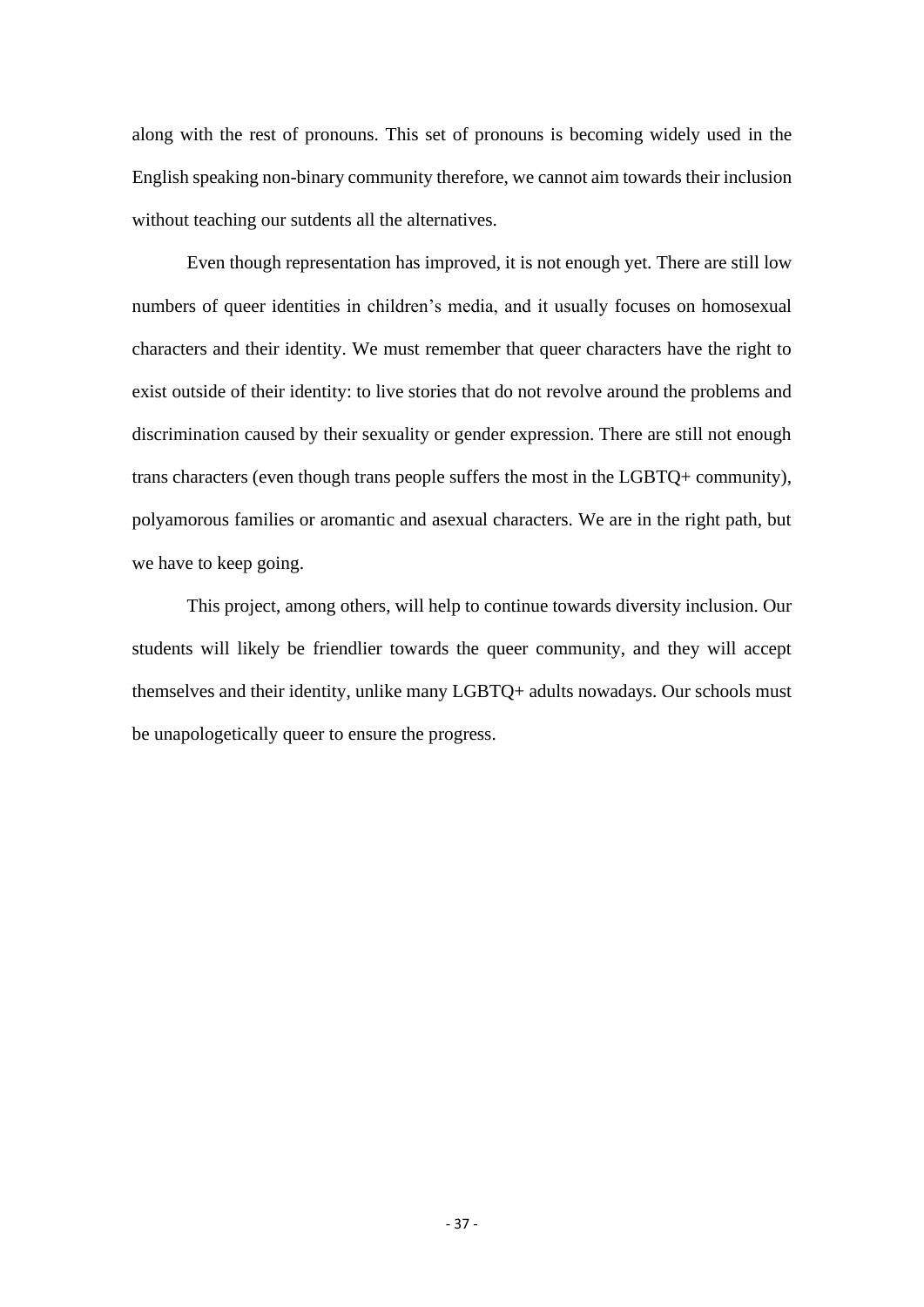along with the rest of pronouns. This set of pronouns is becoming widely used in the English speaking non-binary community therefore, we cannot aim towards their inclusion without teaching our sutdents all the alternatives.

Even though representation has improved, it is not enough yet. There are still low numbers of queer identities in children's media, and it usually focuses on homosexual characters and their identity. We must remember that queer characters have the right to exist outside of their identity: to live stories that do not revolve around the problems and discrimination caused by their sexuality or gender expression. There are still not enough trans characters (even though trans people suffers the most in the LGBTQ+ community), polyamorous families or aromantic and asexual characters. We are in the right path, but we have to keep going.

This project, among others, will help to continue towards diversity inclusion. Our students will likely be friendlier towards the queer community, and they will accept themselves and their identity, unlike many LGBTQ+ adults nowadays. Our schools must be unapologetically queer to ensure the progress.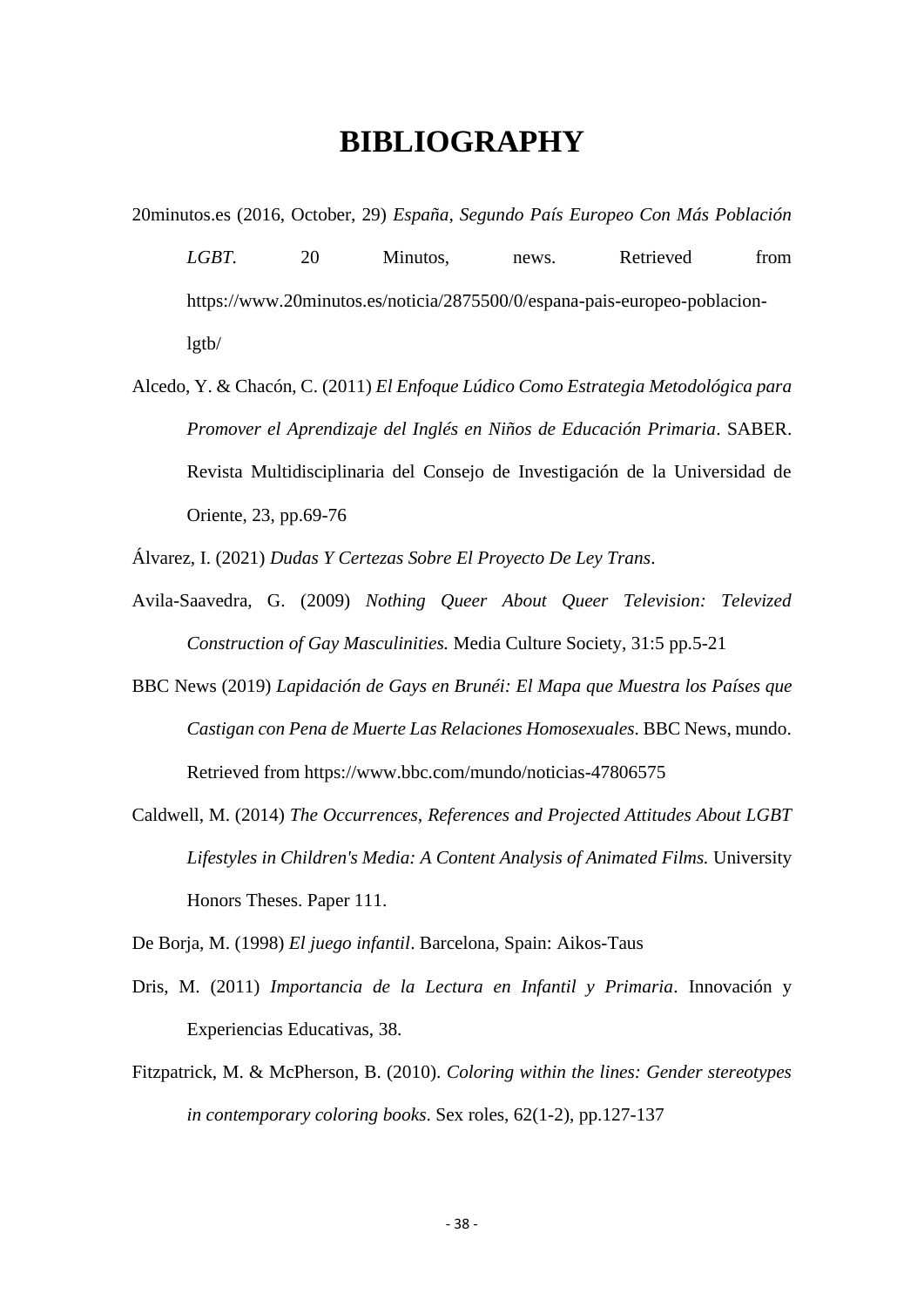# BIBLIOGRAPHY

20minutos.es (2016, October, 29) *España, Segundo País Europeo Con Más Población LGBT*. 20 Minutos, news. Retrieved from https://www.20minutos.es/noticia/2875500/0/espana-pais-europeo-poblacion-lgtb/

Alcedo, Y. & Chacón, C. (2011) *El Enfoque Lúdico Como Estrategia Metodológica para Promover el Aprendizaje del Inglés en Niños de Educación Primaria*. SABER. Revista Multidisciplinaria del Consejo de Investigación de la Universidad de Oriente, 23, pp.69-76

Álvarez, I. (2021) *Dudas Y Certezas Sobre El Proyecto De Ley Trans*.

Avila-Saavedra, G. (2009) *Nothing Queer About Queer Television: Televized Construction of Gay Masculinities.* Media Culture Society, 31:5 pp.5-21

BBC News (2019) *Lapidación de Gays en Brunéi: El Mapa que Muestra los Países que Castigan con Pena de Muerte Las Relaciones Homosexuales*. BBC News, mundo. Retrieved from https://www.bbc.com/mundo/noticias-47806575

Caldwell, M. (2014) *The Occurrences, References and Projected Attitudes About LGBT Lifestyles in Children's Media: A Content Analysis of Animated Films.* University Honors Theses. Paper 111.

De Borja, M. (1998) *El juego infantil*. Barcelona, Spain: Aikos-Taus

Dris, M. (2011) *Importancia de la Lectura en Infantil y Primaria*. Innovación y Experiencias Educativas, 38.

Fitzpatrick, M. & McPherson, B. (2010). *Coloring within the lines: Gender stereotypes in contemporary coloring books*. Sex roles, 62(1-2), pp.127-137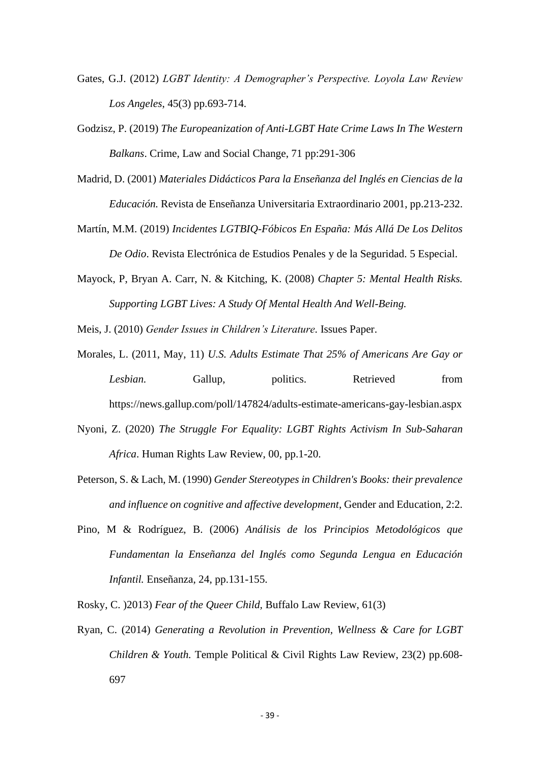Gates, G.J. (2012) *LGBT Identity: A Demographer's Perspective. Loyola Law Review Los Angeles*, 45(3) pp.693-714.

Godzisz, P. (2019) *The Europeanization of Anti-LGBT Hate Crime Laws In The Western Balkans*. Crime, Law and Social Change, 71 pp:291-306

Madrid, D. (2001) *Materiales Didácticos Para la Enseñanza del Inglés en Ciencias de la Educación.* Revista de Enseñanza Universitaria Extraordinario 2001, pp.213-232.

Martín, M.M. (2019) *Incidentes LGTBIQ-Fóbicos En España: Más Allá De Los Delitos De Odio*. Revista Electrónica de Estudios Penales y de la Seguridad. 5 Especial.

Mayock, P, Bryan A. Carr, N. & Kitching, K. (2008) *Chapter 5: Mental Health Risks. Supporting LGBT Lives: A Study Of Mental Health And Well-Being.*

Meis, J. (2010) *Gender Issues in Children's Literature*. Issues Paper.

Morales, L. (2011, May, 11) *U.S. Adults Estimate That 25% of Americans Are Gay or Lesbian.* Gallup, politics. Retrieved from https://news.gallup.com/poll/147824/adults-estimate-americans-gay-lesbian.aspx

Nyoni, Z. (2020) *The Struggle For Equality: LGBT Rights Activism In Sub-Saharan Africa*. Human Rights Law Review, 00, pp.1-20.

Peterson, S. & Lach, M. (1990) *Gender Stereotypes in Children's Books: their prevalence and influence on cognitive and affective development*, Gender and Education, 2:2.

Pino, M & Rodríguez, B. (2006) *Análisis de los Principios Metodológicos que Fundamentan la Enseñanza del Inglés como Segunda Lengua en Educación Infantil.* Enseñanza, 24, pp.131-155.

Rosky, C. )2013) *Fear of the Queer Child,* Buffalo Law Review, 61(3)

Ryan, C. (2014) *Generating a Revolution in Prevention, Wellness & Care for LGBT Children & Youth.* Temple Political & Civil Rights Law Review, 23(2) pp.608-697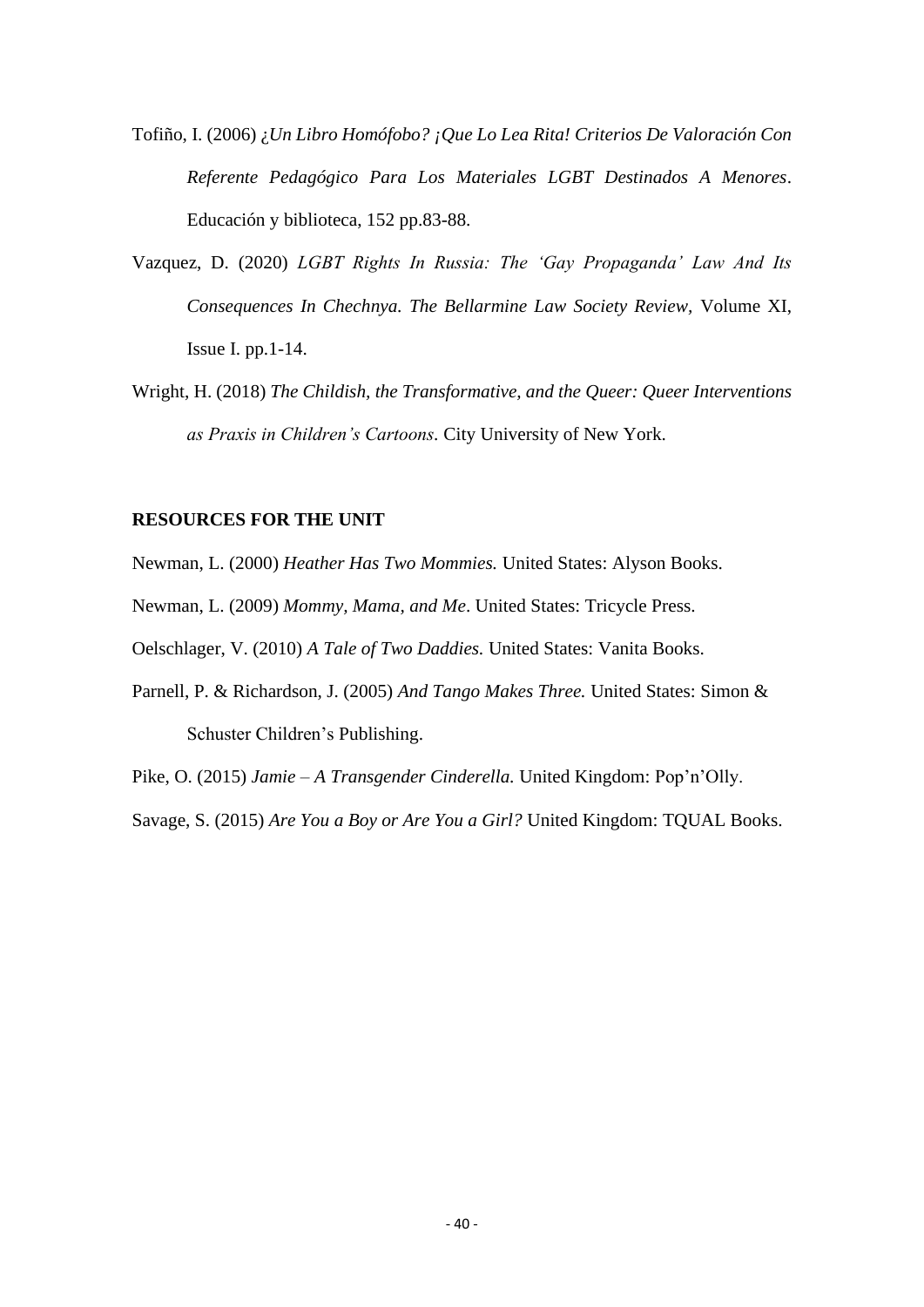Tofiño, I. (2006) *¿Un Libro Homófobo? ¡Que Lo Lea Rita! Criterios De Valoración Con Referente Pedagógico Para Los Materiales LGBT Destinados A Menores*. Educación y biblioteca, 152 pp.83-88.

Vazquez, D. (2020) *LGBT Rights In Russia: The 'Gay Propaganda' Law And Its Consequences In Chechnya. The Bellarmine Law Society Review*, Volume XI, Issue I. pp.1-14.

Wright, H. (2018) *The Childish, the Transformative, and the Queer: Queer Interventions as Praxis in Children's Cartoons*. City University of New York.

**RESOURCES FOR THE UNIT**

Newman, L. (2000) *Heather Has Two Mommies.* United States: Alyson Books.

Newman, L. (2009) *Mommy, Mama, and Me*. United States: Tricycle Press.

Oelschlager, V. (2010) *A Tale of Two Daddies.* United States: Vanita Books.

Parnell, P. & Richardson, J. (2005) *And Tango Makes Three.* United States: Simon & Schuster Children's Publishing.

Pike, O. (2015) *Jamie – A Transgender Cinderella.* United Kingdom: Pop'n'Olly.

Savage, S. (2015) *Are You a Boy or Are You a Girl?* United Kingdom: TQUAL Books.